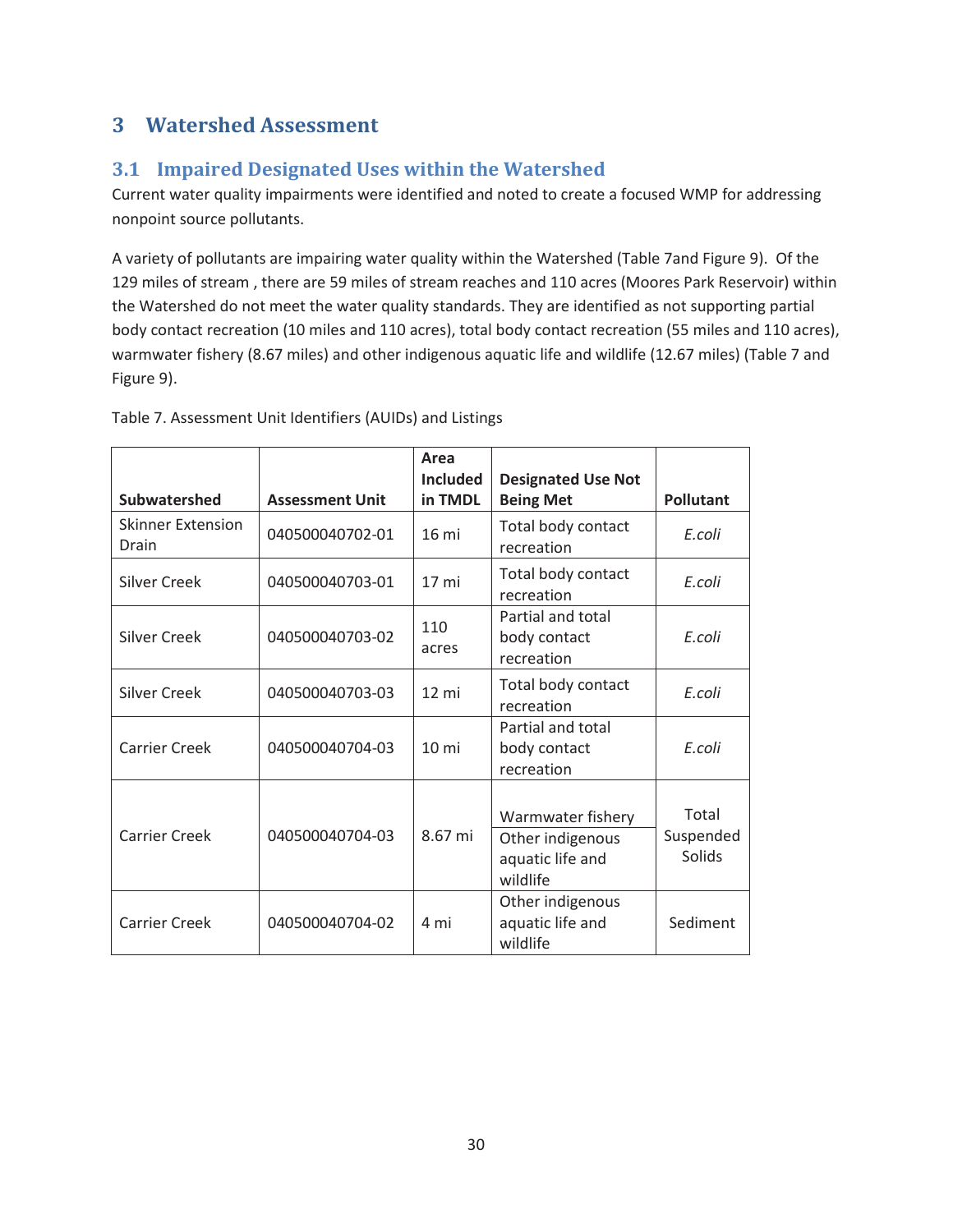# 3 Watershed Assessment

## 3.1 Impaired Designated Uses within the Watershed

Current water quality impairments were identified and noted to create a focused WMP for addressing nonpoint source pollutants.

A variety of pollutants are impairing water quality within the Watershed (Table 7and Figure 9). Of the 129 miles of stream , there are 59 miles of stream reaches and 110 acres (Moores Park Reservoir) within the Watershed do not meet the water quality standards. They are identified as not supporting partial body contact recreation (10 miles and 110 acres), total body contact recreation (55 miles and 110 acres), warmwater fishery (8.67 miles) and other indigenous aquatic life and wildlife (12.67 miles) (Table 7 and Figure 9).

Table 7. Assessment Unit Identifiers (AUIDs) and Listings

| Subwatershed | Assessment Unit | Area Included in TMDL | Designated Use Not Being Met | Pollutant |
|---|---|---|---|---|
| Skinner Extension Drain | 040500040702-01 | 16 mi | Total body contact recreation | *E.coli* |
| Silver Creek | 040500040703-01 | 17 mi | Total body contact recreation | *E.coli* |
| Silver Creek | 040500040703-02 | 110 acres | Partial and total body contact recreation | *E.coli* |
| Silver Creek | 040500040703-03 | 12 mi | Total body contact recreation | *E.coli* |
| Carrier Creek | 040500040704-03 | 10 mi | Partial and total body contact recreation | *E.coli* |
| Carrier Creek | 040500040704-03 | 8.67 mi | Warmwater fishery<br>Other indigenous aquatic life and wildlife | Total Suspended Solids |
| Carrier Creek | 040500040704-02 | 4 mi | Other indigenous aquatic life and wildlife | Sediment |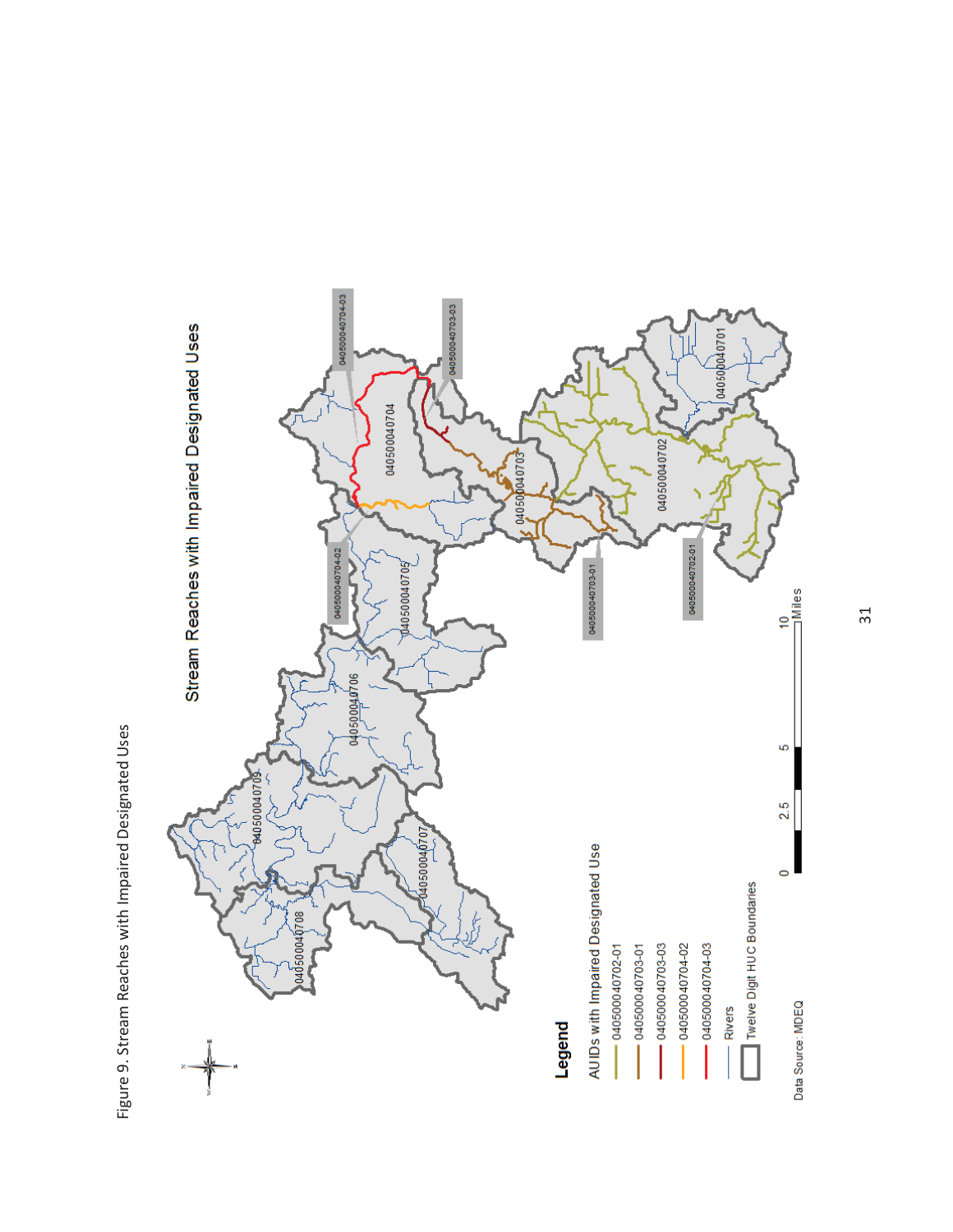Figure 9. Stream Reaches with Impaired Designated Uses

Stream Reaches with Impaired Designated Uses

040500040704-03

040500040703-03

040500040701

040500040704

040500040703

040500040702

040500040704-02

040500040705

040500040703-01

040500040702-01

040500040706

040500040709

040500040707

040500040708

**Legend**

AUIDs with Impaired Designated Use

040500040702-01

040500040703-01

040500040703-03

040500040704-02

040500040704-03

Rivers

Twelve Digit HUC Boundaries

0 2.5 5 10 Miles

Data Source: MDEQ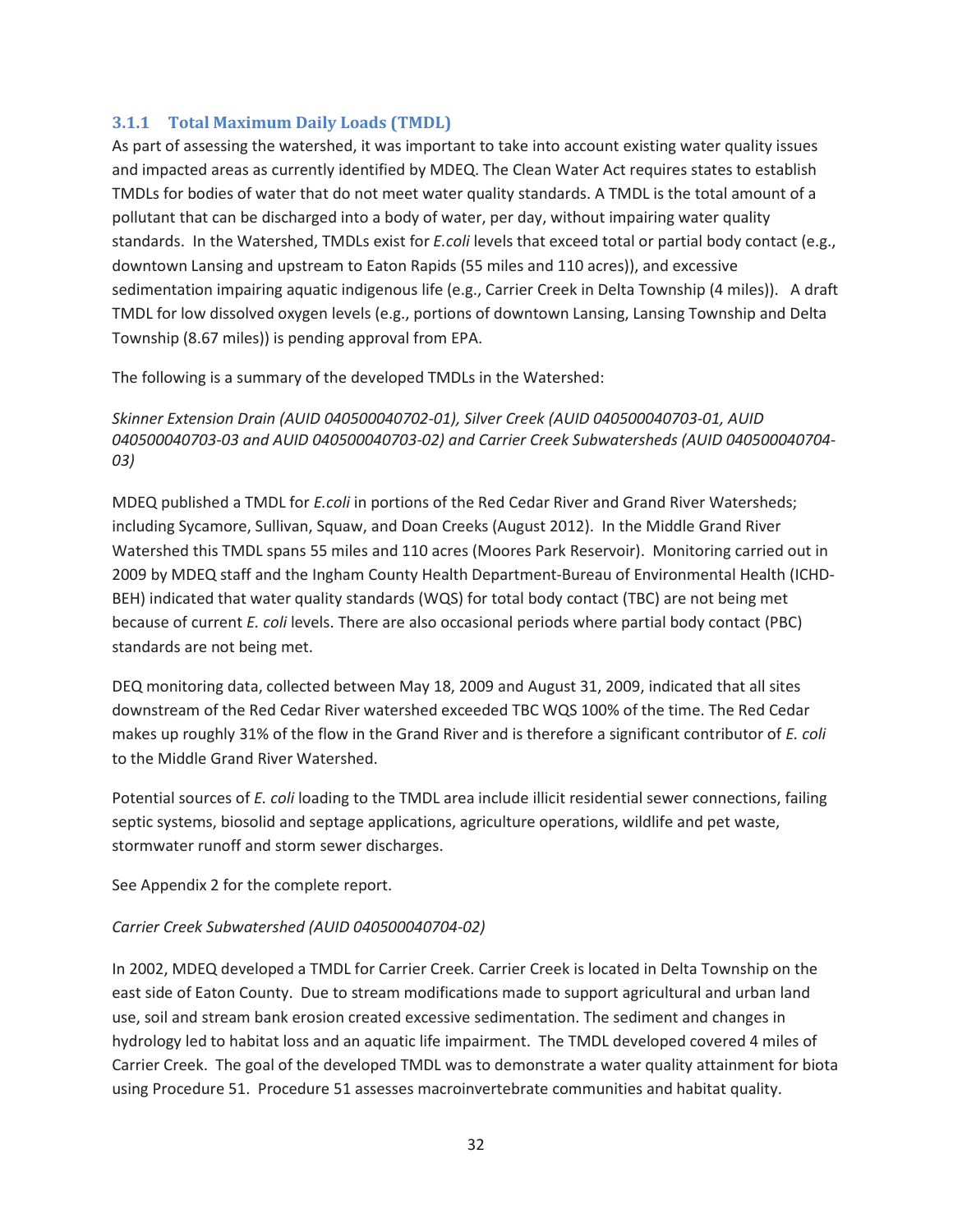### 3.1.1 Total Maximum Daily Loads (TMDL)

As part of assessing the watershed, it was important to take into account existing water quality issues and impacted areas as currently identified by MDEQ. The Clean Water Act requires states to establish TMDLs for bodies of water that do not meet water quality standards. A TMDL is the total amount of a pollutant that can be discharged into a body of water, per day, without impairing water quality standards. In the Watershed, TMDLs exist for *E.coli* levels that exceed total or partial body contact (e.g., downtown Lansing and upstream to Eaton Rapids (55 miles and 110 acres)), and excessive sedimentation impairing aquatic indigenous life (e.g., Carrier Creek in Delta Township (4 miles)). A draft TMDL for low dissolved oxygen levels (e.g., portions of downtown Lansing, Lansing Township and Delta Township (8.67 miles)) is pending approval from EPA.

The following is a summary of the developed TMDLs in the Watershed:

*Skinner Extension Drain (AUID 040500040702-01), Silver Creek (AUID 040500040703-01, AUID 040500040703-03 and AUID 040500040703-02) and Carrier Creek Subwatersheds (AUID 040500040704-03)*

MDEQ published a TMDL for *E.coli* in portions of the Red Cedar River and Grand River Watersheds; including Sycamore, Sullivan, Squaw, and Doan Creeks (August 2012). In the Middle Grand River Watershed this TMDL spans 55 miles and 110 acres (Moores Park Reservoir). Monitoring carried out in 2009 by MDEQ staff and the Ingham County Health Department-Bureau of Environmental Health (ICHD-BEH) indicated that water quality standards (WQS) for total body contact (TBC) are not being met because of current *E. coli* levels. There are also occasional periods where partial body contact (PBC) standards are not being met.

DEQ monitoring data, collected between May 18, 2009 and August 31, 2009, indicated that all sites downstream of the Red Cedar River watershed exceeded TBC WQS 100% of the time. The Red Cedar makes up roughly 31% of the flow in the Grand River and is therefore a significant contributor of *E. coli* to the Middle Grand River Watershed.

Potential sources of *E. coli* loading to the TMDL area include illicit residential sewer connections, failing septic systems, biosolid and septage applications, agriculture operations, wildlife and pet waste, stormwater runoff and storm sewer discharges.

See Appendix 2 for the complete report.

*Carrier Creek Subwatershed (AUID 040500040704-02)*

In 2002, MDEQ developed a TMDL for Carrier Creek. Carrier Creek is located in Delta Township on the east side of Eaton County. Due to stream modifications made to support agricultural and urban land use, soil and stream bank erosion created excessive sedimentation. The sediment and changes in hydrology led to habitat loss and an aquatic life impairment. The TMDL developed covered 4 miles of Carrier Creek. The goal of the developed TMDL was to demonstrate a water quality attainment for biota using Procedure 51. Procedure 51 assesses macroinvertebrate communities and habitat quality.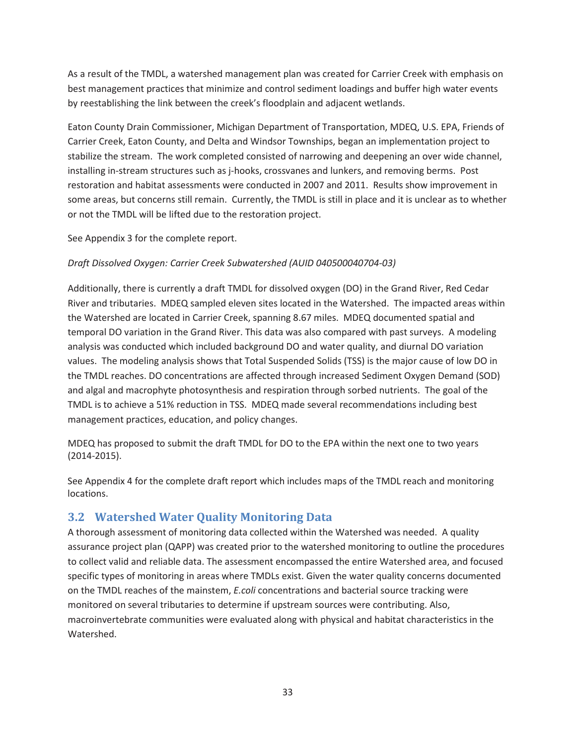As a result of the TMDL, a watershed management plan was created for Carrier Creek with emphasis on best management practices that minimize and control sediment loadings and buffer high water events by reestablishing the link between the creek's floodplain and adjacent wetlands.

Eaton County Drain Commissioner, Michigan Department of Transportation, MDEQ, U.S. EPA, Friends of Carrier Creek, Eaton County, and Delta and Windsor Townships, began an implementation project to stabilize the stream. The work completed consisted of narrowing and deepening an over wide channel, installing in-stream structures such as j-hooks, crossvanes and lunkers, and removing berms. Post restoration and habitat assessments were conducted in 2007 and 2011. Results show improvement in some areas, but concerns still remain. Currently, the TMDL is still in place and it is unclear as to whether or not the TMDL will be lifted due to the restoration project.

See Appendix 3 for the complete report.

*Draft Dissolved Oxygen: Carrier Creek Subwatershed (AUID 040500040704-03)*

Additionally, there is currently a draft TMDL for dissolved oxygen (DO) in the Grand River, Red Cedar River and tributaries. MDEQ sampled eleven sites located in the Watershed. The impacted areas within the Watershed are located in Carrier Creek, spanning 8.67 miles. MDEQ documented spatial and temporal DO variation in the Grand River. This data was also compared with past surveys. A modeling analysis was conducted which included background DO and water quality, and diurnal DO variation values. The modeling analysis shows that Total Suspended Solids (TSS) is the major cause of low DO in the TMDL reaches. DO concentrations are affected through increased Sediment Oxygen Demand (SOD) and algal and macrophyte photosynthesis and respiration through sorbed nutrients. The goal of the TMDL is to achieve a 51% reduction in TSS. MDEQ made several recommendations including best management practices, education, and policy changes.

MDEQ has proposed to submit the draft TMDL for DO to the EPA within the next one to two years (2014-2015).

See Appendix 4 for the complete draft report which includes maps of the TMDL reach and monitoring locations.

## 3.2 Watershed Water Quality Monitoring Data

A thorough assessment of monitoring data collected within the Watershed was needed. A quality assurance project plan (QAPP) was created prior to the watershed monitoring to outline the procedures to collect valid and reliable data. The assessment encompassed the entire Watershed area, and focused specific types of monitoring in areas where TMDLs exist. Given the water quality concerns documented on the TMDL reaches of the mainstem, *E.coli* concentrations and bacterial source tracking were monitored on several tributaries to determine if upstream sources were contributing. Also, macroinvertebrate communities were evaluated along with physical and habitat characteristics in the Watershed.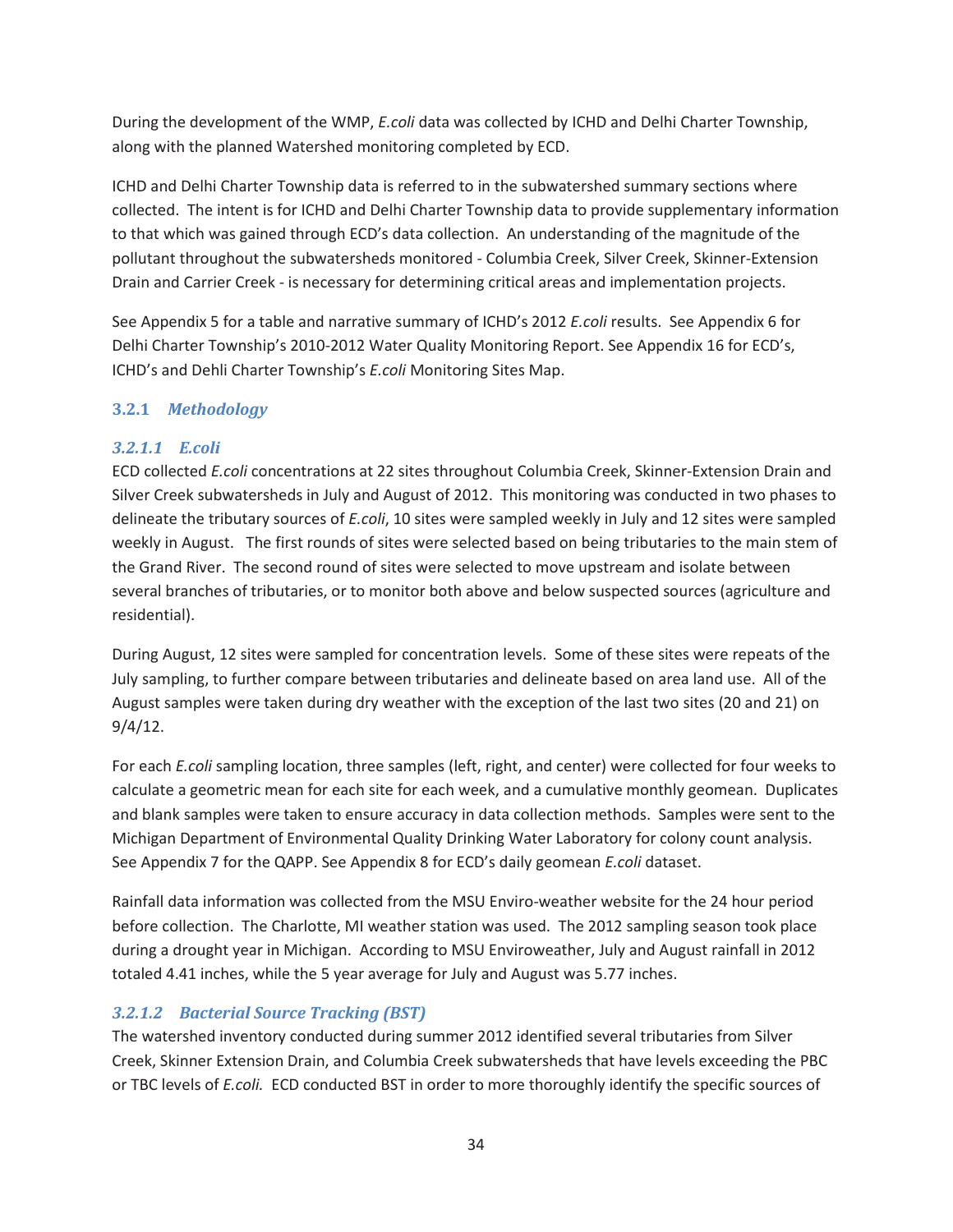During the development of the WMP, *E.coli* data was collected by ICHD and Delhi Charter Township, along with the planned Watershed monitoring completed by ECD.

ICHD and Delhi Charter Township data is referred to in the subwatershed summary sections where collected. The intent is for ICHD and Delhi Charter Township data to provide supplementary information to that which was gained through ECD's data collection. An understanding of the magnitude of the pollutant throughout the subwatersheds monitored - Columbia Creek, Silver Creek, Skinner-Extension Drain and Carrier Creek - is necessary for determining critical areas and implementation projects.

See Appendix 5 for a table and narrative summary of ICHD's 2012 *E.coli* results. See Appendix 6 for Delhi Charter Township's 2010-2012 Water Quality Monitoring Report. See Appendix 16 for ECD's, ICHD's and Dehli Charter Township's *E.coli* Monitoring Sites Map.

### 3.2.1 *Methodology*

#### *3.2.1.1 E.coli*

ECD collected *E.coli* concentrations at 22 sites throughout Columbia Creek, Skinner-Extension Drain and Silver Creek subwatersheds in July and August of 2012. This monitoring was conducted in two phases to delineate the tributary sources of *E.coli*, 10 sites were sampled weekly in July and 12 sites were sampled weekly in August. The first rounds of sites were selected based on being tributaries to the main stem of the Grand River. The second round of sites were selected to move upstream and isolate between several branches of tributaries, or to monitor both above and below suspected sources (agriculture and residential).

During August, 12 sites were sampled for concentration levels. Some of these sites were repeats of the July sampling, to further compare between tributaries and delineate based on area land use. All of the August samples were taken during dry weather with the exception of the last two sites (20 and 21) on 9/4/12.

For each *E.coli* sampling location, three samples (left, right, and center) were collected for four weeks to calculate a geometric mean for each site for each week, and a cumulative monthly geomean. Duplicates and blank samples were taken to ensure accuracy in data collection methods. Samples were sent to the Michigan Department of Environmental Quality Drinking Water Laboratory for colony count analysis. See Appendix 7 for the QAPP. See Appendix 8 for ECD's daily geomean *E.coli* dataset.

Rainfall data information was collected from the MSU Enviro-weather website for the 24 hour period before collection. The Charlotte, MI weather station was used. The 2012 sampling season took place during a drought year in Michigan. According to MSU Enviroweather, July and August rainfall in 2012 totaled 4.41 inches, while the 5 year average for July and August was 5.77 inches.

#### *3.2.1.2 Bacterial Source Tracking (BST)*

The watershed inventory conducted during summer 2012 identified several tributaries from Silver Creek, Skinner Extension Drain, and Columbia Creek subwatersheds that have levels exceeding the PBC or TBC levels of *E.coli.* ECD conducted BST in order to more thoroughly identify the specific sources of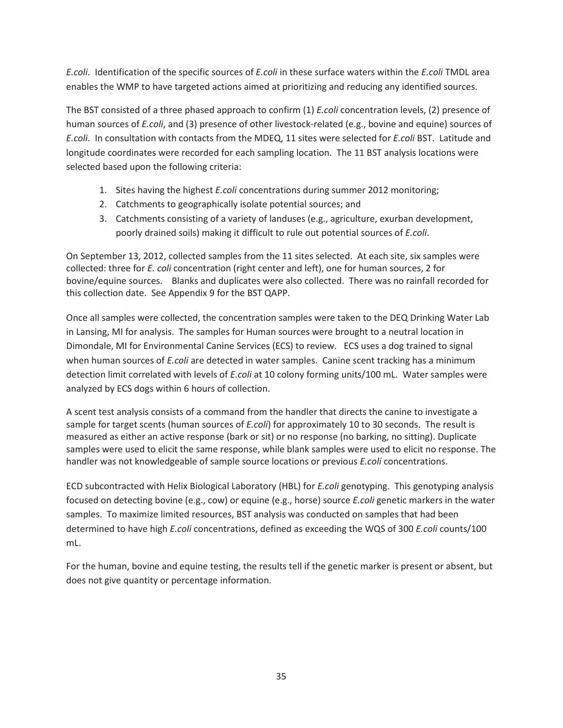*E.coli*. Identification of the specific sources of *E.coli* in these surface waters within the *E.coli* TMDL area enables the WMP to have targeted actions aimed at prioritizing and reducing any identified sources.

The BST consisted of a three phased approach to confirm (1) *E.coli* concentration levels, (2) presence of human sources of *E.coli*, and (3) presence of other livestock-related (e.g., bovine and equine) sources of *E.coli*. In consultation with contacts from the MDEQ, 11 sites were selected for *E.coli* BST. Latitude and longitude coordinates were recorded for each sampling location. The 11 BST analysis locations were selected based upon the following criteria:

1. Sites having the highest *E.coli* concentrations during summer 2012 monitoring;
2. Catchments to geographically isolate potential sources; and
3. Catchments consisting of a variety of landuses (e.g., agriculture, exurban development, poorly drained soils) making it difficult to rule out potential sources of *E.coli*.

On September 13, 2012, collected samples from the 11 sites selected. At each site, six samples were collected: three for *E. coli* concentration (right center and left), one for human sources, 2 for bovine/equine sources. Blanks and duplicates were also collected. There was no rainfall recorded for this collection date. See Appendix 9 for the BST QAPP.

Once all samples were collected, the concentration samples were taken to the DEQ Drinking Water Lab in Lansing, MI for analysis. The samples for Human sources were brought to a neutral location in Dimondale, MI for Environmental Canine Services (ECS) to review. ECS uses a dog trained to signal when human sources of *E.coli* are detected in water samples. Canine scent tracking has a minimum detection limit correlated with levels of *E.coli* at 10 colony forming units/100 mL. Water samples were analyzed by ECS dogs within 6 hours of collection.

A scent test analysis consists of a command from the handler that directs the canine to investigate a sample for target scents (human sources of *E.coli*) for approximately 10 to 30 seconds. The result is measured as either an active response (bark or sit) or no response (no barking, no sitting). Duplicate samples were used to elicit the same response, while blank samples were used to elicit no response. The handler was not knowledgeable of sample source locations or previous *E.coli* concentrations.

ECD subcontracted with Helix Biological Laboratory (HBL) for *E.coli* genotyping. This genotyping analysis focused on detecting bovine (e.g., cow) or equine (e.g., horse) source *E.coli* genetic markers in the water samples. To maximize limited resources, BST analysis was conducted on samples that had been determined to have high *E.coli* concentrations, defined as exceeding the WQS of 300 *E.coli* counts/100 mL.

For the human, bovine and equine testing, the results tell if the genetic marker is present or absent, but does not give quantity or percentage information.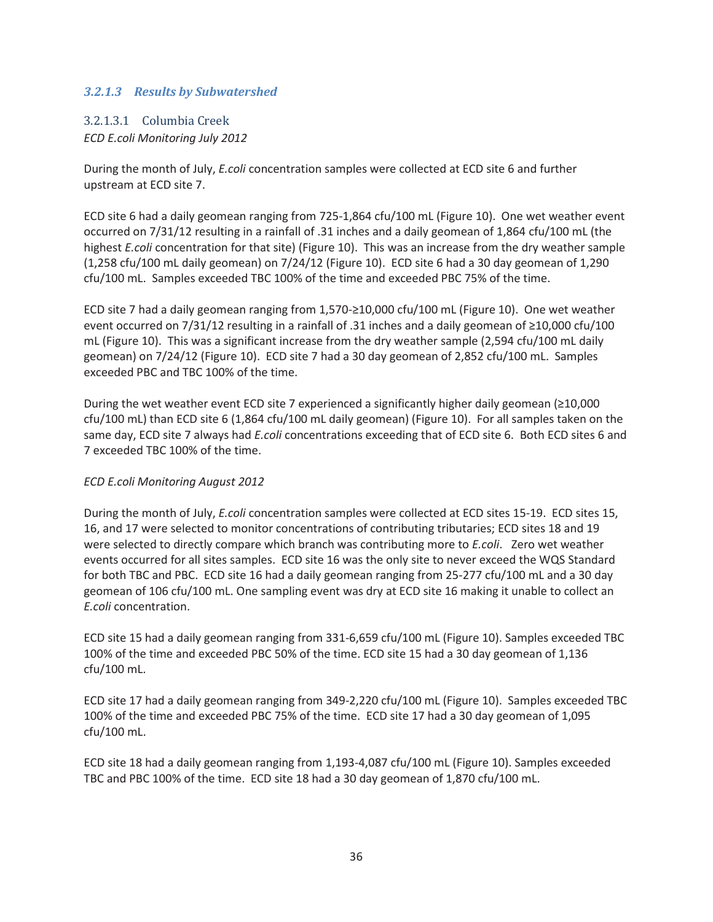### *3.2.1.3 Results by Subwatershed*

#### 3.2.1.3.1 Columbia Creek

*ECD E.coli Monitoring July 2012*

During the month of July, *E.coli* concentration samples were collected at ECD site 6 and further upstream at ECD site 7.

ECD site 6 had a daily geomean ranging from 725-1,864 cfu/100 mL (Figure 10). One wet weather event occurred on 7/31/12 resulting in a rainfall of .31 inches and a daily geomean of 1,864 cfu/100 mL (the highest *E.coli* concentration for that site) (Figure 10). This was an increase from the dry weather sample (1,258 cfu/100 mL daily geomean) on 7/24/12 (Figure 10). ECD site 6 had a 30 day geomean of 1,290 cfu/100 mL. Samples exceeded TBC 100% of the time and exceeded PBC 75% of the time.

ECD site 7 had a daily geomean ranging from 1,570-≥10,000 cfu/100 mL (Figure 10). One wet weather event occurred on 7/31/12 resulting in a rainfall of .31 inches and a daily geomean of ≥10,000 cfu/100 mL (Figure 10). This was a significant increase from the dry weather sample (2,594 cfu/100 mL daily geomean) on 7/24/12 (Figure 10). ECD site 7 had a 30 day geomean of 2,852 cfu/100 mL. Samples exceeded PBC and TBC 100% of the time.

During the wet weather event ECD site 7 experienced a significantly higher daily geomean (≥10,000 cfu/100 mL) than ECD site 6 (1,864 cfu/100 mL daily geomean) (Figure 10). For all samples taken on the same day, ECD site 7 always had *E.coli* concentrations exceeding that of ECD site 6. Both ECD sites 6 and 7 exceeded TBC 100% of the time.

*ECD E.coli Monitoring August 2012*

During the month of July, *E.coli* concentration samples were collected at ECD sites 15-19. ECD sites 15, 16, and 17 were selected to monitor concentrations of contributing tributaries; ECD sites 18 and 19 were selected to directly compare which branch was contributing more to *E.coli*. Zero wet weather events occurred for all sites samples. ECD site 16 was the only site to never exceed the WQS Standard for both TBC and PBC. ECD site 16 had a daily geomean ranging from 25-277 cfu/100 mL and a 30 day geomean of 106 cfu/100 mL. One sampling event was dry at ECD site 16 making it unable to collect an *E.coli* concentration.

ECD site 15 had a daily geomean ranging from 331-6,659 cfu/100 mL (Figure 10). Samples exceeded TBC 100% of the time and exceeded PBC 50% of the time. ECD site 15 had a 30 day geomean of 1,136 cfu/100 mL.

ECD site 17 had a daily geomean ranging from 349-2,220 cfu/100 mL (Figure 10). Samples exceeded TBC 100% of the time and exceeded PBC 75% of the time. ECD site 17 had a 30 day geomean of 1,095 cfu/100 mL.

ECD site 18 had a daily geomean ranging from 1,193-4,087 cfu/100 mL (Figure 10). Samples exceeded TBC and PBC 100% of the time. ECD site 18 had a 30 day geomean of 1,870 cfu/100 mL.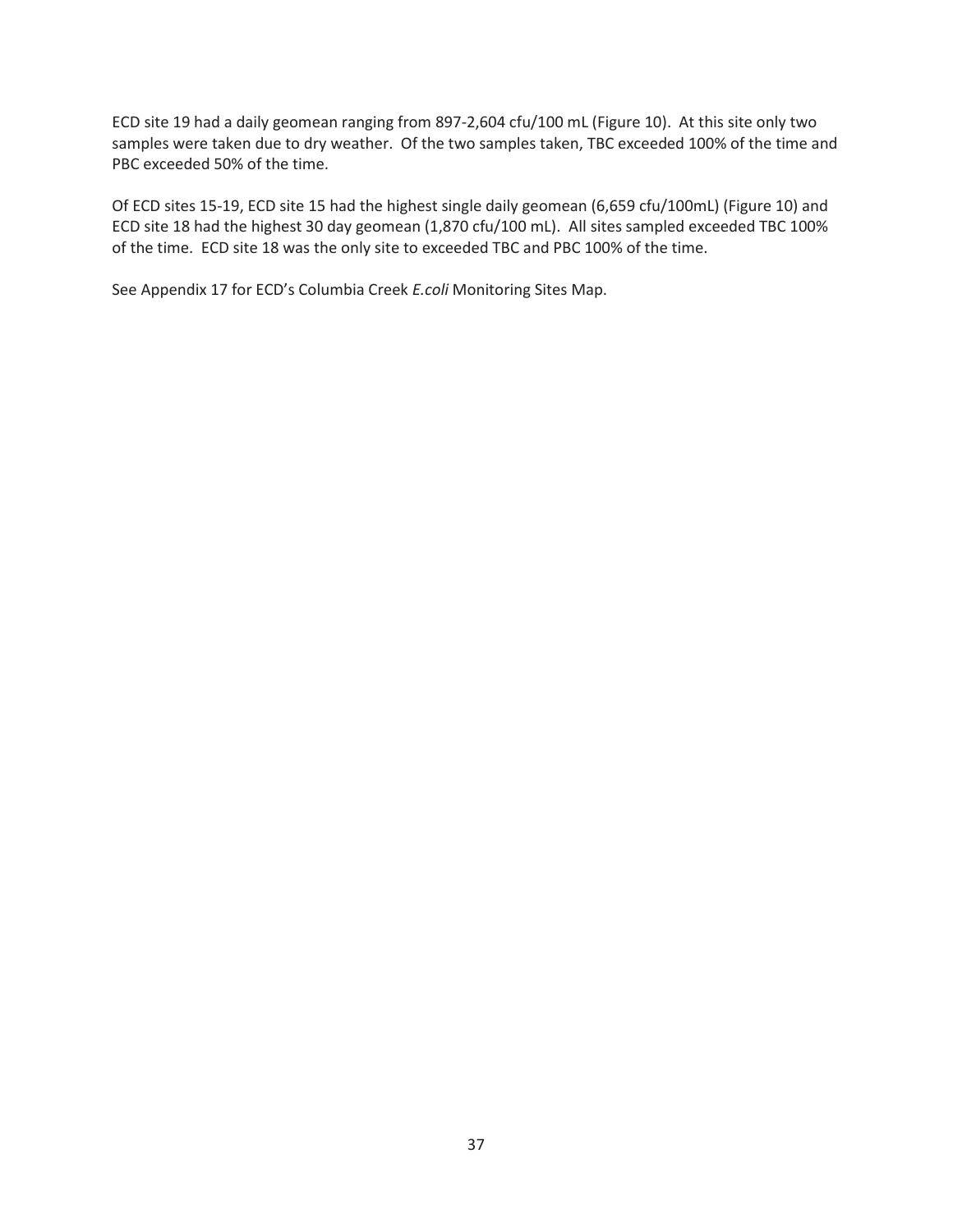ECD site 19 had a daily geomean ranging from 897-2,604 cfu/100 mL (Figure 10). At this site only two samples were taken due to dry weather. Of the two samples taken, TBC exceeded 100% of the time and PBC exceeded 50% of the time.

Of ECD sites 15-19, ECD site 15 had the highest single daily geomean (6,659 cfu/100mL) (Figure 10) and ECD site 18 had the highest 30 day geomean (1,870 cfu/100 mL). All sites sampled exceeded TBC 100% of the time. ECD site 18 was the only site to exceeded TBC and PBC 100% of the time.

See Appendix 17 for ECD's Columbia Creek *E.coli* Monitoring Sites Map.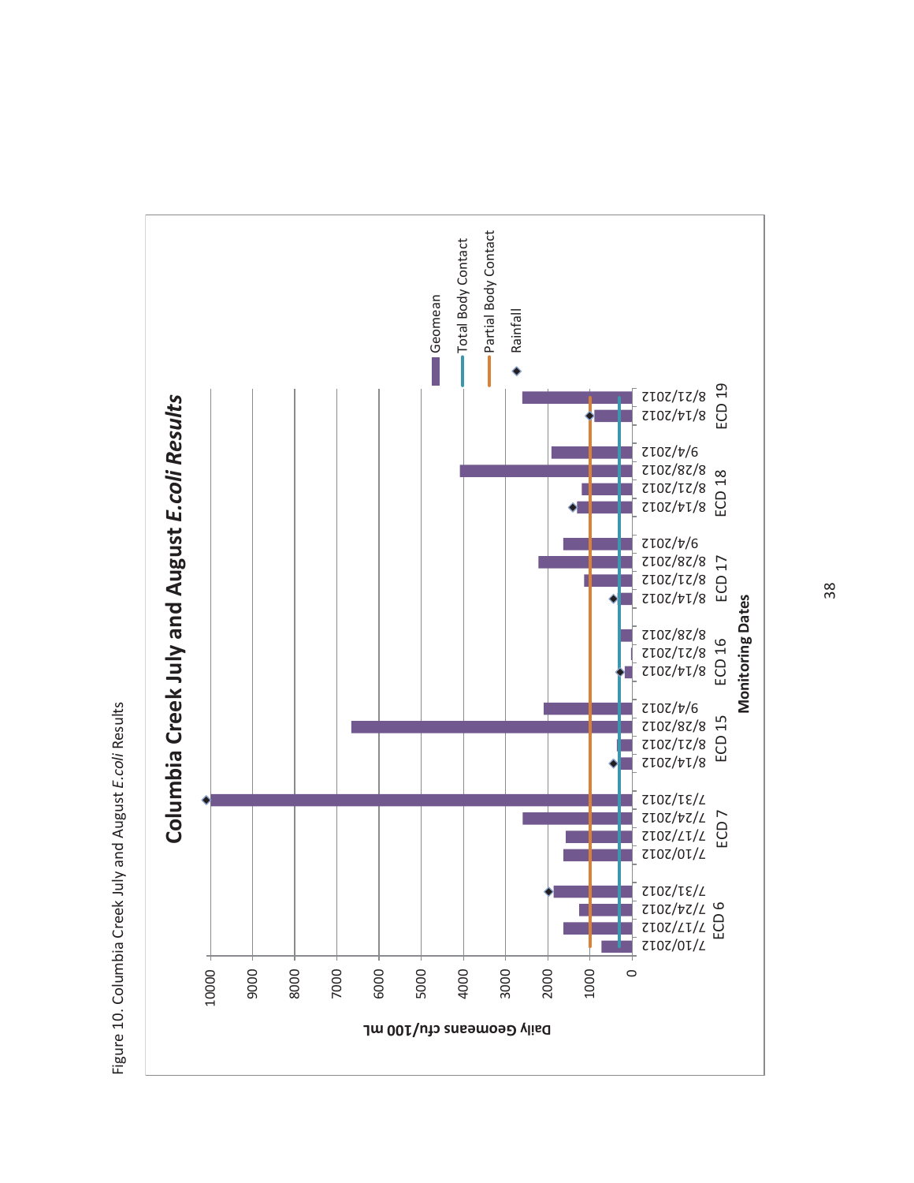Figure 10. Columbia Creek July and August *E.coli* Results

**Columbia Creek July and August *E.coli* Results**

Daily Geomeans cfu/100 mL

10000
9000
8000
7000
6000
5000
4000
3000
2000
1000
0

7/10/2012
7/17/2012
7/24/2012
7/31/2012
ECD 6

7/10/2012
7/17/2012
7/24/2012
7/31/2012
ECD 7

8/14/2012
8/21/2012
8/28/2012
9/4/2012
ECD 15

8/14/2012
8/21/2012
8/28/2012
ECD 16

8/14/2012
8/21/2012
8/28/2012
9/4/2012
ECD 17

8/14/2012
8/21/2012
8/28/2012
9/4/2012
ECD 18

8/14/2012
8/21/2012
ECD 19

Monitoring Dates

Geomean
Total Body Contact
Partial Body Contact
Rainfall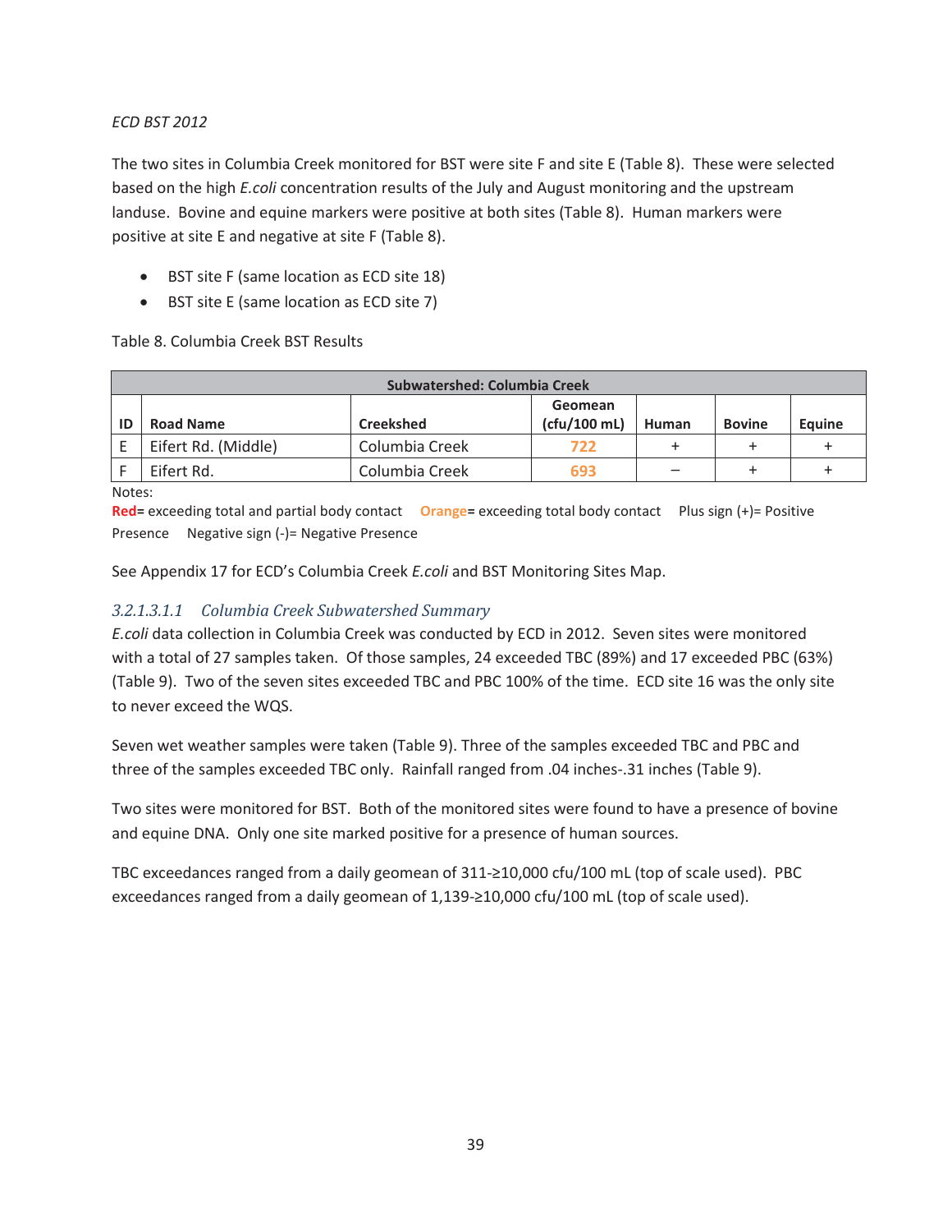*ECD BST 2012*

The two sites in Columbia Creek monitored for BST were site F and site E (Table 8). These were selected based on the high *E.coli* concentration results of the July and August monitoring and the upstream landuse. Bovine and equine markers were positive at both sites (Table 8). Human markers were positive at site E and negative at site F (Table 8).

- BST site F (same location as ECD site 18)
- BST site E (same location as ECD site 7)

Table 8. Columbia Creek BST Results

| Subwatershed: Columbia Creek | | | | | | |
|---|---|---|---|---|---|---|
| **ID** | **Road Name** | **Creekshed** | **Geomean (cfu/100 mL)** | **Human** | **Bovine** | **Equine** |
| E | Eifert Rd. (Middle) | Columbia Creek | 722 | + | + | + |
| F | Eifert Rd. | Columbia Creek | 693 | – | + | + |

Notes:
**Red**= exceeding total and partial body contact  **Orange**= exceeding total body contact  Plus sign (+)= Positive Presence  Negative sign (-)= Negative Presence

See Appendix 17 for ECD's Columbia Creek *E.coli* and BST Monitoring Sites Map.

### *3.2.1.3.1.1 Columbia Creek Subwatershed Summary*

*E.coli* data collection in Columbia Creek was conducted by ECD in 2012. Seven sites were monitored with a total of 27 samples taken. Of those samples, 24 exceeded TBC (89%) and 17 exceeded PBC (63%) (Table 9). Two of the seven sites exceeded TBC and PBC 100% of the time. ECD site 16 was the only site to never exceed the WQS.

Seven wet weather samples were taken (Table 9). Three of the samples exceeded TBC and PBC and three of the samples exceeded TBC only. Rainfall ranged from .04 inches-.31 inches (Table 9).

Two sites were monitored for BST. Both of the monitored sites were found to have a presence of bovine and equine DNA. Only one site marked positive for a presence of human sources.

TBC exceedances ranged from a daily geomean of 311-≥10,000 cfu/100 mL (top of scale used). PBC exceedances ranged from a daily geomean of 1,139-≥10,000 cfu/100 mL (top of scale used).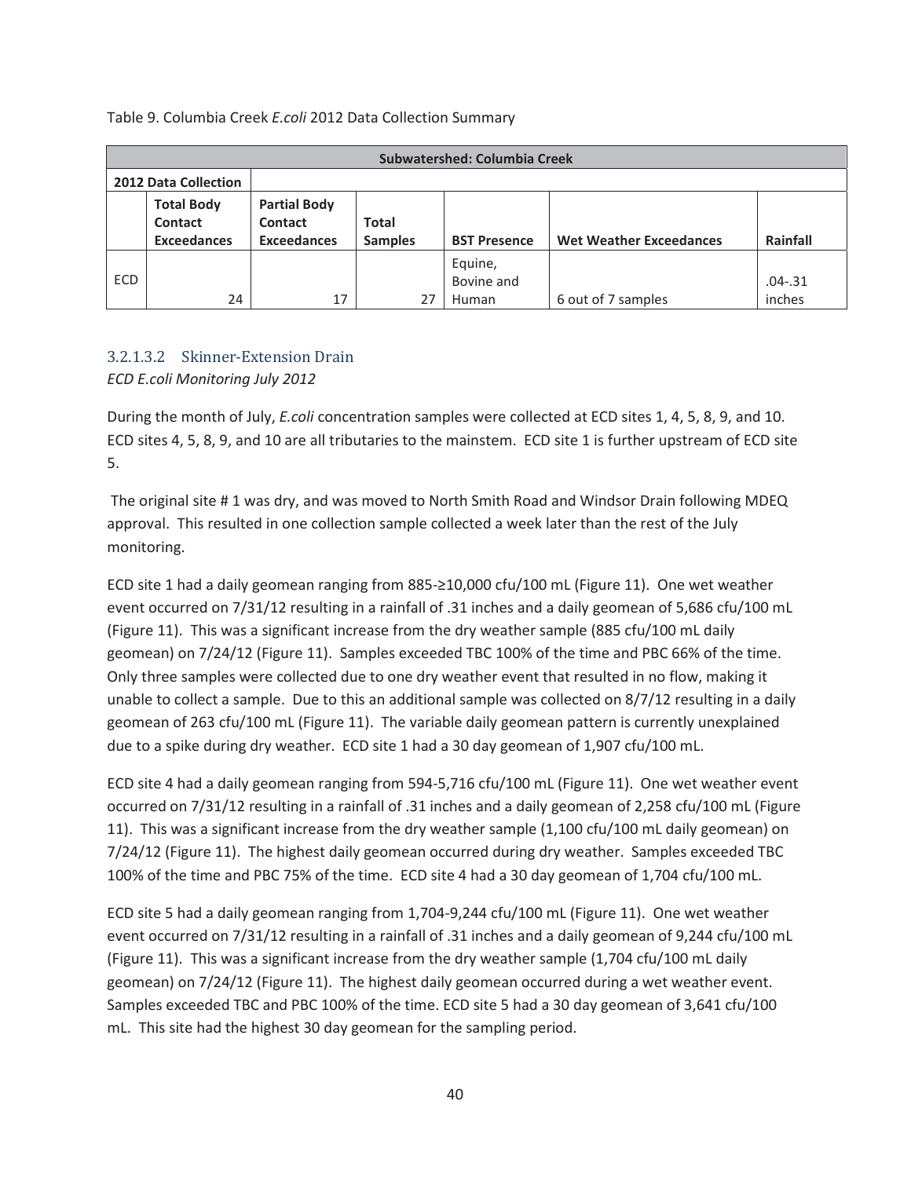Table 9. Columbia Creek *E.coli* 2012 Data Collection Summary

| Subwatershed: Columbia Creek | | | | | | |
|---|---|---|---|---|---|---|
| **2012 Data Collection** | | | | | | |
| | **Total Body Contact Exceedances** | **Partial Body Contact Exceedances** | **Total Samples** | **BST Presence** | **Wet Weather Exceedances** | **Rainfall** |
| ECD | 24 | 17 | 27 | Equine, Bovine and Human | 6 out of 7 samples | .04-.31 inches |

### 3.2.1.3.2 Skinner-Extension Drain

*ECD E.coli Monitoring July 2012*

During the month of July, *E.coli* concentration samples were collected at ECD sites 1, 4, 5, 8, 9, and 10. ECD sites 4, 5, 8, 9, and 10 are all tributaries to the mainstem. ECD site 1 is further upstream of ECD site 5.

The original site # 1 was dry, and was moved to North Smith Road and Windsor Drain following MDEQ approval. This resulted in one collection sample collected a week later than the rest of the July monitoring.

ECD site 1 had a daily geomean ranging from 885-≥10,000 cfu/100 mL (Figure 11). One wet weather event occurred on 7/31/12 resulting in a rainfall of .31 inches and a daily geomean of 5,686 cfu/100 mL (Figure 11). This was a significant increase from the dry weather sample (885 cfu/100 mL daily geomean) on 7/24/12 (Figure 11). Samples exceeded TBC 100% of the time and PBC 66% of the time. Only three samples were collected due to one dry weather event that resulted in no flow, making it unable to collect a sample. Due to this an additional sample was collected on 8/7/12 resulting in a daily geomean of 263 cfu/100 mL (Figure 11). The variable daily geomean pattern is currently unexplained due to a spike during dry weather. ECD site 1 had a 30 day geomean of 1,907 cfu/100 mL.

ECD site 4 had a daily geomean ranging from 594-5,716 cfu/100 mL (Figure 11). One wet weather event occurred on 7/31/12 resulting in a rainfall of .31 inches and a daily geomean of 2,258 cfu/100 mL (Figure 11). This was a significant increase from the dry weather sample (1,100 cfu/100 mL daily geomean) on 7/24/12 (Figure 11). The highest daily geomean occurred during dry weather. Samples exceeded TBC 100% of the time and PBC 75% of the time. ECD site 4 had a 30 day geomean of 1,704 cfu/100 mL.

ECD site 5 had a daily geomean ranging from 1,704-9,244 cfu/100 mL (Figure 11). One wet weather event occurred on 7/31/12 resulting in a rainfall of .31 inches and a daily geomean of 9,244 cfu/100 mL (Figure 11). This was a significant increase from the dry weather sample (1,704 cfu/100 mL daily geomean) on 7/24/12 (Figure 11). The highest daily geomean occurred during a wet weather event. Samples exceeded TBC and PBC 100% of the time. ECD site 5 had a 30 day geomean of 3,641 cfu/100 mL. This site had the highest 30 day geomean for the sampling period.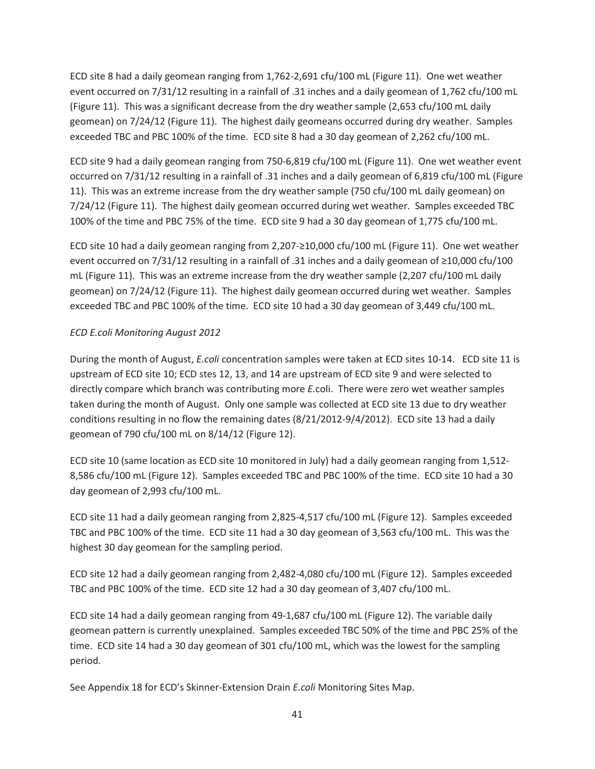ECD site 8 had a daily geomean ranging from 1,762-2,691 cfu/100 mL (Figure 11). One wet weather event occurred on 7/31/12 resulting in a rainfall of .31 inches and a daily geomean of 1,762 cfu/100 mL (Figure 11). This was a significant decrease from the dry weather sample (2,653 cfu/100 mL daily geomean) on 7/24/12 (Figure 11). The highest daily geomeans occurred during dry weather. Samples exceeded TBC and PBC 100% of the time. ECD site 8 had a 30 day geomean of 2,262 cfu/100 mL.

ECD site 9 had a daily geomean ranging from 750-6,819 cfu/100 mL (Figure 11). One wet weather event occurred on 7/31/12 resulting in a rainfall of .31 inches and a daily geomean of 6,819 cfu/100 mL (Figure 11). This was an extreme increase from the dry weather sample (750 cfu/100 mL daily geomean) on 7/24/12 (Figure 11). The highest daily geomean occurred during wet weather. Samples exceeded TBC 100% of the time and PBC 75% of the time. ECD site 9 had a 30 day geomean of 1,775 cfu/100 mL.

ECD site 10 had a daily geomean ranging from 2,207-≥10,000 cfu/100 mL (Figure 11). One wet weather event occurred on 7/31/12 resulting in a rainfall of .31 inches and a daily geomean of ≥10,000 cfu/100 mL (Figure 11). This was an extreme increase from the dry weather sample (2,207 cfu/100 mL daily geomean) on 7/24/12 (Figure 11). The highest daily geomean occurred during wet weather. Samples exceeded TBC and PBC 100% of the time. ECD site 10 had a 30 day geomean of 3,449 cfu/100 mL.

*ECD E.coli Monitoring August 2012*

During the month of August, *E.coli* concentration samples were taken at ECD sites 10-14. ECD site 11 is upstream of ECD site 10; ECD stes 12, 13, and 14 are upstream of ECD site 9 and were selected to directly compare which branch was contributing more *E.*coli. There were zero wet weather samples taken during the month of August. Only one sample was collected at ECD site 13 due to dry weather conditions resulting in no flow the remaining dates (8/21/2012-9/4/2012). ECD site 13 had a daily geomean of 790 cfu/100 mL on 8/14/12 (Figure 12).

ECD site 10 (same location as ECD site 10 monitored in July) had a daily geomean ranging from 1,512-8,586 cfu/100 mL (Figure 12). Samples exceeded TBC and PBC 100% of the time. ECD site 10 had a 30 day geomean of 2,993 cfu/100 mL.

ECD site 11 had a daily geomean ranging from 2,825-4,517 cfu/100 mL (Figure 12). Samples exceeded TBC and PBC 100% of the time. ECD site 11 had a 30 day geomean of 3,563 cfu/100 mL. This was the highest 30 day geomean for the sampling period.

ECD site 12 had a daily geomean ranging from 2,482-4,080 cfu/100 mL (Figure 12). Samples exceeded TBC and PBC 100% of the time. ECD site 12 had a 30 day geomean of 3,407 cfu/100 mL.

ECD site 14 had a daily geomean ranging from 49-1,687 cfu/100 mL (Figure 12). The variable daily geomean pattern is currently unexplained. Samples exceeded TBC 50% of the time and PBC 25% of the time. ECD site 14 had a 30 day geomean of 301 cfu/100 mL, which was the lowest for the sampling period.

See Appendix 18 for ECD's Skinner-Extension Drain *E.coli* Monitoring Sites Map.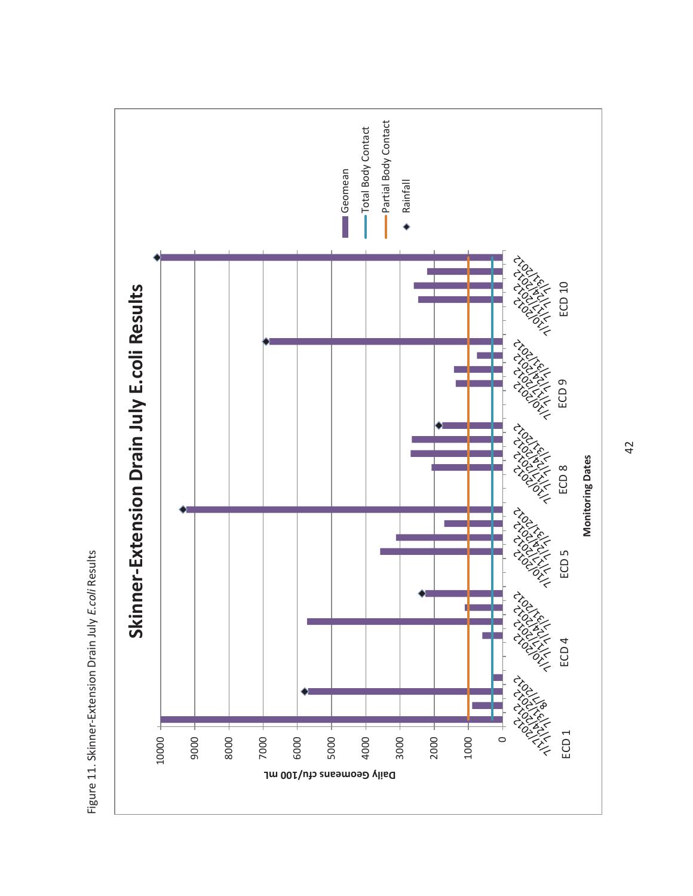Figure 11. Skinner-Extension Drain July *E.coli* Results

**Skinner-Extension Drain July E.coli Results**

Daily Geomeans cfu/100 mL

10000
9000
8000
7000
6000
5000
4000
3000
2000
1000
0

7/17/2012
7/24/2012
7/31/2012
8/7/2012
ECD 1

7/10/2012
7/17/2012
7/24/2012
7/31/2012
ECD 4

7/10/2012
7/17/2012
7/24/2012
7/31/2012
ECD 5

7/10/2012
7/17/2012
7/24/2012
7/31/2012
ECD 8

7/10/2012
7/17/2012
7/24/2012
7/31/2012
ECD 9

7/10/2012
7/17/2012
7/24/2012
7/31/2012
ECD 10

Monitoring Dates

Geomean
Total Body Contact
Partial Body Contact
Rainfall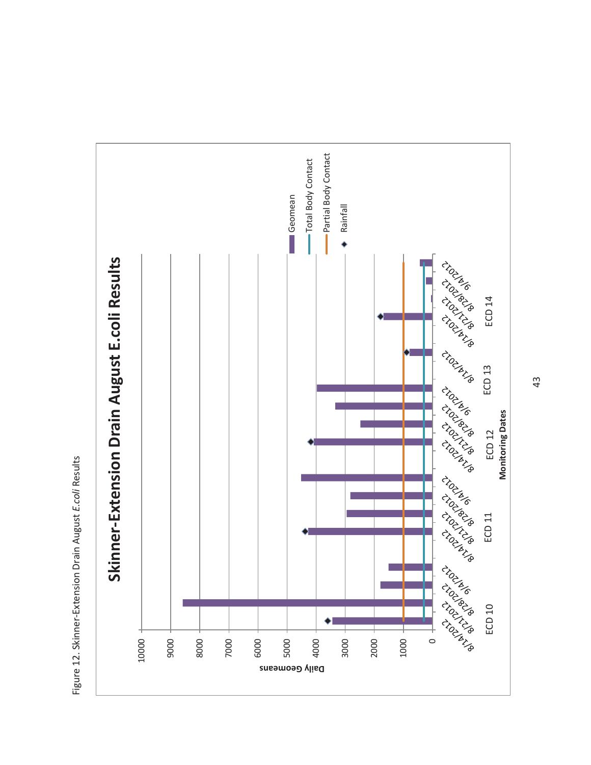Figure 12. Skinner-Extension Drain August *E.coli* Results

Skinner-Extension Drain August E.coli Results

Daily Geomeans

10000
9000
8000
7000
6000
5000
4000
3000
2000
1000
0

8/14/2012
8/21/2012
8/28/2012
9/4/2012
ECD 10

8/14/2012
8/21/2012
8/28/2012
9/4/2012
ECD 11

8/14/2012
8/21/2012
8/28/2012
9/4/2012
ECD 12

8/14/2012
ECD 13

8/14/2012
8/21/2012
8/28/2012
9/4/2012
ECD 14

Monitoring Dates

Geomean
Total Body Contact
Partial Body Contact
Rainfall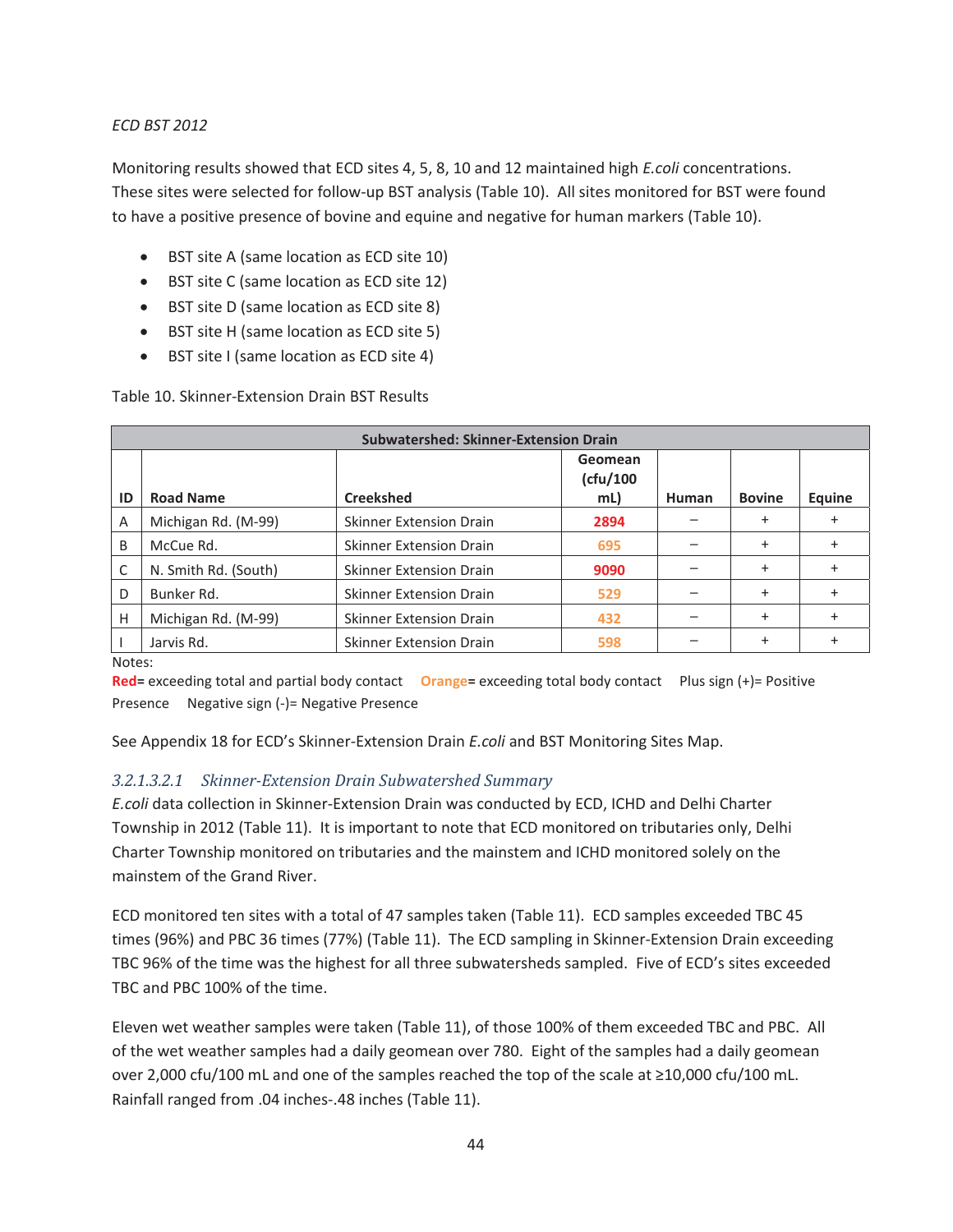*ECD BST 2012*

Monitoring results showed that ECD sites 4, 5, 8, 10 and 12 maintained high *E.coli* concentrations. These sites were selected for follow-up BST analysis (Table 10). All sites monitored for BST were found to have a positive presence of bovine and equine and negative for human markers (Table 10).

- BST site A (same location as ECD site 10)
- BST site C (same location as ECD site 12)
- BST site D (same location as ECD site 8)
- BST site H (same location as ECD site 5)
- BST site I (same location as ECD site 4)

Table 10. Skinner-Extension Drain BST Results

| Subwatershed: Skinner-Extension Drain | | | | | | |
|---|---|---|---|---|---|---|
| **ID** | **Road Name** | **Creekshed** | **Geomean (cfu/100 mL)** | **Human** | **Bovine** | **Equine** |
| A | Michigan Rd. (M-99) | Skinner Extension Drain | 2894 | – | + | + |
| B | McCue Rd. | Skinner Extension Drain | 695 | – | + | + |
| C | N. Smith Rd. (South) | Skinner Extension Drain | 9090 | – | + | + |
| D | Bunker Rd. | Skinner Extension Drain | 529 | – | + | + |
| H | Michigan Rd. (M-99) | Skinner Extension Drain | 432 | – | + | + |
| I | Jarvis Rd. | Skinner Extension Drain | 598 | – | + | + |

Notes:
**Red**= exceeding total and partial body contact **Orange**= exceeding total body contact Plus sign (+)= Positive Presence Negative sign (-)= Negative Presence

See Appendix 18 for ECD's Skinner-Extension Drain *E.coli* and BST Monitoring Sites Map.

### *3.2.1.3.2.1 Skinner-Extension Drain Subwatershed Summary*

*E.coli* data collection in Skinner-Extension Drain was conducted by ECD, ICHD and Delhi Charter Township in 2012 (Table 11). It is important to note that ECD monitored on tributaries only, Delhi Charter Township monitored on tributaries and the mainstem and ICHD monitored solely on the mainstem of the Grand River.

ECD monitored ten sites with a total of 47 samples taken (Table 11). ECD samples exceeded TBC 45 times (96%) and PBC 36 times (77%) (Table 11). The ECD sampling in Skinner-Extension Drain exceeding TBC 96% of the time was the highest for all three subwatersheds sampled. Five of ECD's sites exceeded TBC and PBC 100% of the time.

Eleven wet weather samples were taken (Table 11), of those 100% of them exceeded TBC and PBC. All of the wet weather samples had a daily geomean over 780. Eight of the samples had a daily geomean over 2,000 cfu/100 mL and one of the samples reached the top of the scale at ≥10,000 cfu/100 mL. Rainfall ranged from .04 inches-.48 inches (Table 11).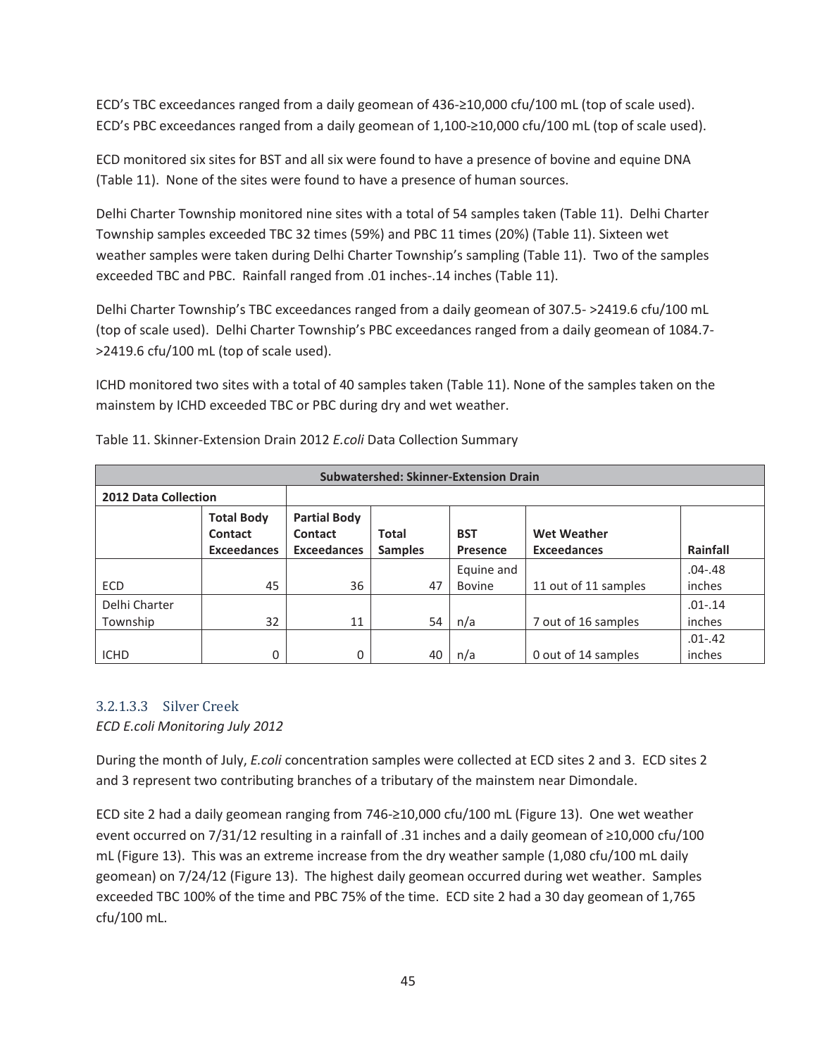ECD's TBC exceedances ranged from a daily geomean of 436-≥10,000 cfu/100 mL (top of scale used). ECD's PBC exceedances ranged from a daily geomean of 1,100-≥10,000 cfu/100 mL (top of scale used).

ECD monitored six sites for BST and all six were found to have a presence of bovine and equine DNA (Table 11). None of the sites were found to have a presence of human sources.

Delhi Charter Township monitored nine sites with a total of 54 samples taken (Table 11). Delhi Charter Township samples exceeded TBC 32 times (59%) and PBC 11 times (20%) (Table 11). Sixteen wet weather samples were taken during Delhi Charter Township's sampling (Table 11). Two of the samples exceeded TBC and PBC. Rainfall ranged from .01 inches-.14 inches (Table 11).

Delhi Charter Township's TBC exceedances ranged from a daily geomean of 307.5- >2419.6 cfu/100 mL (top of scale used). Delhi Charter Township's PBC exceedances ranged from a daily geomean of 1084.7- >2419.6 cfu/100 mL (top of scale used).

ICHD monitored two sites with a total of 40 samples taken (Table 11). None of the samples taken on the mainstem by ICHD exceeded TBC or PBC during dry and wet weather.

Table 11. Skinner-Extension Drain 2012 *E.coli* Data Collection Summary

| Subwatershed: Skinner-Extension Drain | | | | | | |
|---|---|---|---|---|---|---|
| **2012 Data Collection** | | | | | | |
| | **Total Body Contact Exceedances** | **Partial Body Contact Exceedances** | **Total Samples** | **BST Presence** | **Wet Weather Exceedances** | **Rainfall** |
| ECD | 45 | 36 | 47 | Equine and Bovine | 11 out of 11 samples | .04-.48 inches |
| Delhi Charter Township | 32 | 11 | 54 | n/a | 7 out of 16 samples | .01-.14 inches |
| ICHD | 0 | 0 | 40 | n/a | 0 out of 14 samples | .01-.42 inches |

#### 3.2.1.3.3 Silver Creek

*ECD E.coli Monitoring July 2012*

During the month of July, *E.coli* concentration samples were collected at ECD sites 2 and 3. ECD sites 2 and 3 represent two contributing branches of a tributary of the mainstem near Dimondale.

ECD site 2 had a daily geomean ranging from 746-≥10,000 cfu/100 mL (Figure 13). One wet weather event occurred on 7/31/12 resulting in a rainfall of .31 inches and a daily geomean of ≥10,000 cfu/100 mL (Figure 13). This was an extreme increase from the dry weather sample (1,080 cfu/100 mL daily geomean) on 7/24/12 (Figure 13). The highest daily geomean occurred during wet weather. Samples exceeded TBC 100% of the time and PBC 75% of the time. ECD site 2 had a 30 day geomean of 1,765 cfu/100 mL.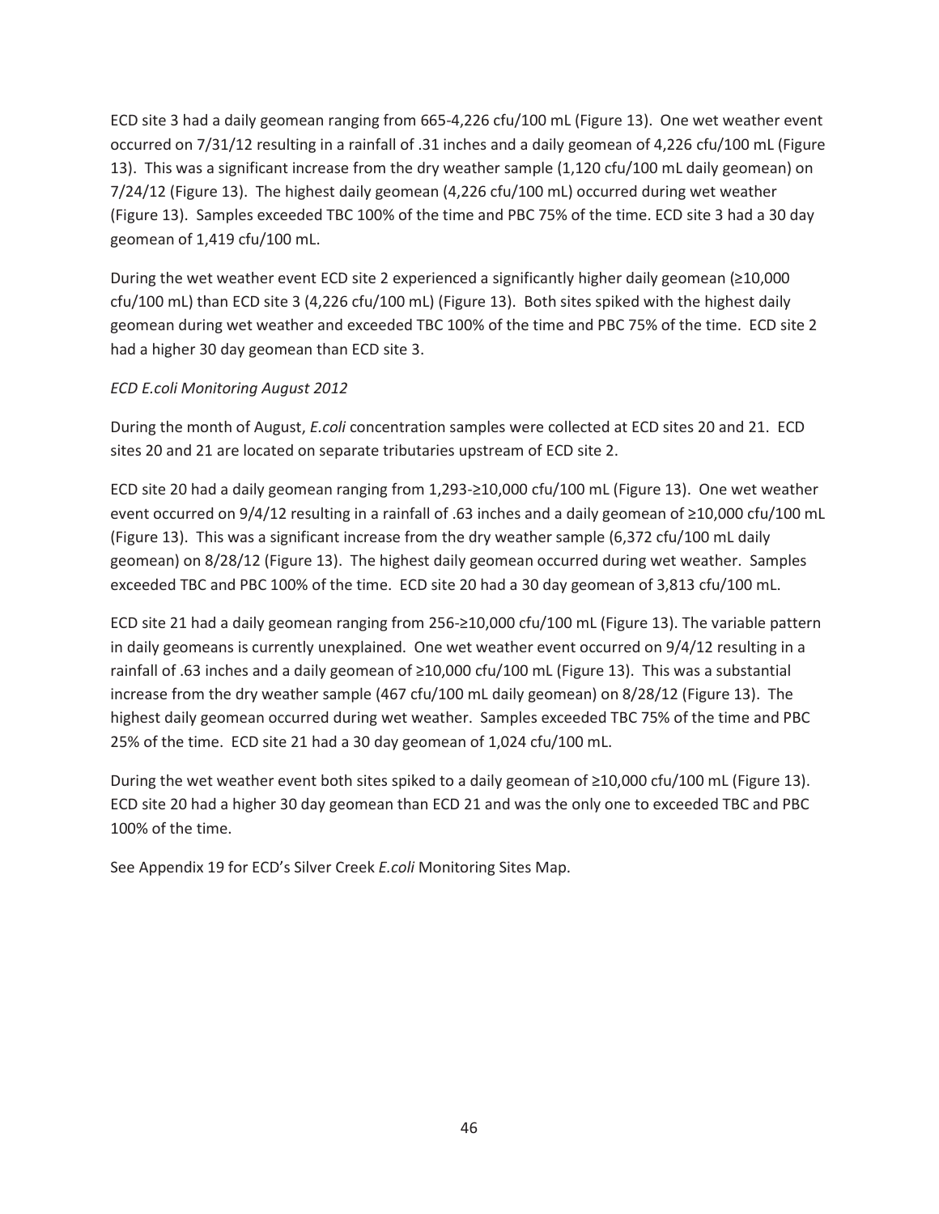ECD site 3 had a daily geomean ranging from 665-4,226 cfu/100 mL (Figure 13). One wet weather event occurred on 7/31/12 resulting in a rainfall of .31 inches and a daily geomean of 4,226 cfu/100 mL (Figure 13). This was a significant increase from the dry weather sample (1,120 cfu/100 mL daily geomean) on 7/24/12 (Figure 13). The highest daily geomean (4,226 cfu/100 mL) occurred during wet weather (Figure 13). Samples exceeded TBC 100% of the time and PBC 75% of the time. ECD site 3 had a 30 day geomean of 1,419 cfu/100 mL.

During the wet weather event ECD site 2 experienced a significantly higher daily geomean (≥10,000 cfu/100 mL) than ECD site 3 (4,226 cfu/100 mL) (Figure 13). Both sites spiked with the highest daily geomean during wet weather and exceeded TBC 100% of the time and PBC 75% of the time. ECD site 2 had a higher 30 day geomean than ECD site 3.

*ECD E.coli Monitoring August 2012*

During the month of August, *E.coli* concentration samples were collected at ECD sites 20 and 21. ECD sites 20 and 21 are located on separate tributaries upstream of ECD site 2.

ECD site 20 had a daily geomean ranging from 1,293-≥10,000 cfu/100 mL (Figure 13). One wet weather event occurred on 9/4/12 resulting in a rainfall of .63 inches and a daily geomean of ≥10,000 cfu/100 mL (Figure 13). This was a significant increase from the dry weather sample (6,372 cfu/100 mL daily geomean) on 8/28/12 (Figure 13). The highest daily geomean occurred during wet weather. Samples exceeded TBC and PBC 100% of the time. ECD site 20 had a 30 day geomean of 3,813 cfu/100 mL.

ECD site 21 had a daily geomean ranging from 256-≥10,000 cfu/100 mL (Figure 13). The variable pattern in daily geomeans is currently unexplained. One wet weather event occurred on 9/4/12 resulting in a rainfall of .63 inches and a daily geomean of ≥10,000 cfu/100 mL (Figure 13). This was a substantial increase from the dry weather sample (467 cfu/100 mL daily geomean) on 8/28/12 (Figure 13). The highest daily geomean occurred during wet weather. Samples exceeded TBC 75% of the time and PBC 25% of the time. ECD site 21 had a 30 day geomean of 1,024 cfu/100 mL.

During the wet weather event both sites spiked to a daily geomean of ≥10,000 cfu/100 mL (Figure 13). ECD site 20 had a higher 30 day geomean than ECD 21 and was the only one to exceeded TBC and PBC 100% of the time.

See Appendix 19 for ECD's Silver Creek *E.coli* Monitoring Sites Map.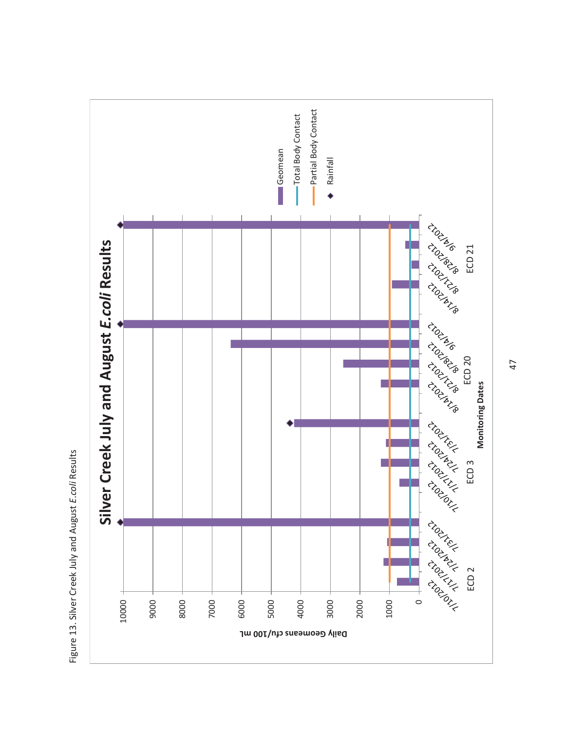Figure 13. Silver Creek July and August *E.coli* Results

Silver Creek July and August *E.coli* Results

Daily Geomeans cfu/100 mL

10000
9000
8000
7000
6000
5000
4000
3000
2000
1000
0

7/10/2012
7/17/2012
7/24/2012
7/31/2012
ECD 2

7/10/2012
7/17/2012
7/24/2012
7/31/2012
ECD 3

8/14/2012
8/21/2012
8/28/2012
9/4/2012
ECD 20

8/14/2012
8/21/2012
8/28/2012
9/4/2012
ECD 21

Monitoring Dates

Geomean
Total Body Contact
Partial Body Contact
Rainfall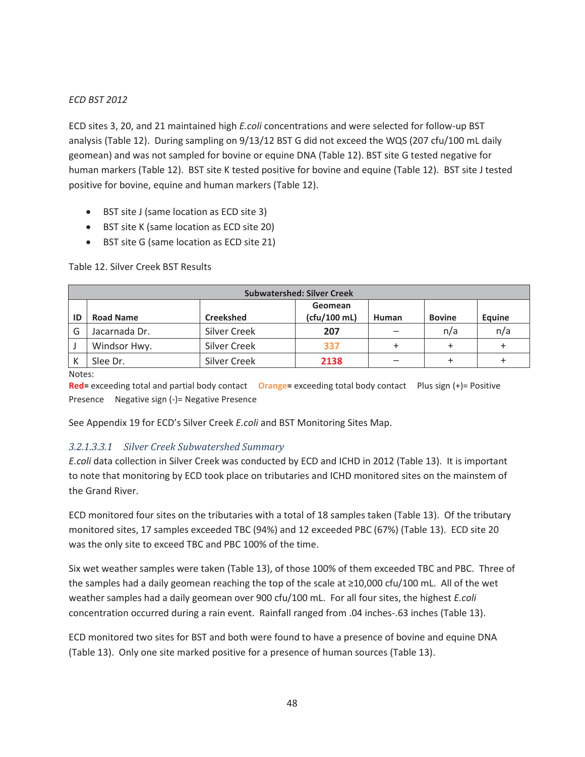*ECD BST 2012*

ECD sites 3, 20, and 21 maintained high *E.coli* concentrations and were selected for follow-up BST analysis (Table 12). During sampling on 9/13/12 BST G did not exceed the WQS (207 cfu/100 mL daily geomean) and was not sampled for bovine or equine DNA (Table 12). BST site G tested negative for human markers (Table 12). BST site K tested positive for bovine and equine (Table 12). BST site J tested positive for bovine, equine and human markers (Table 12).

- BST site J (same location as ECD site 3)
- BST site K (same location as ECD site 20)
- BST site G (same location as ECD site 21)

Table 12. Silver Creek BST Results

| **Subwatershed: Silver Creek** | | | | | | |
|---|---|---|---|---|---|---|
| **ID** | **Road Name** | **Creekshed** | **Geomean (cfu/100 mL)** | **Human** | **Bovine** | **Equine** |
| G | Jacarnada Dr. | Silver Creek | **207** | – | n/a | n/a |
| J | Windsor Hwy. | Silver Creek | **337** | + | + | + |
| K | Slee Dr. | Silver Creek | **2138** | – | + | + |

Notes:
**Red**= exceeding total and partial body contact **Orange**= exceeding total body contact Plus sign (+)= Positive Presence Negative sign (-)= Negative Presence

See Appendix 19 for ECD's Silver Creek *E.coli* and BST Monitoring Sites Map.

### *3.2.1.3.3.1 Silver Creek Subwatershed Summary*

*E.coli* data collection in Silver Creek was conducted by ECD and ICHD in 2012 (Table 13). It is important to note that monitoring by ECD took place on tributaries and ICHD monitored sites on the mainstem of the Grand River.

ECD monitored four sites on the tributaries with a total of 18 samples taken (Table 13). Of the tributary monitored sites, 17 samples exceeded TBC (94%) and 12 exceeded PBC (67%) (Table 13). ECD site 20 was the only site to exceed TBC and PBC 100% of the time.

Six wet weather samples were taken (Table 13), of those 100% of them exceeded TBC and PBC. Three of the samples had a daily geomean reaching the top of the scale at ≥10,000 cfu/100 mL. All of the wet weather samples had a daily geomean over 900 cfu/100 mL. For all four sites, the highest *E.coli* concentration occurred during a rain event. Rainfall ranged from .04 inches-.63 inches (Table 13).

ECD monitored two sites for BST and both were found to have a presence of bovine and equine DNA (Table 13). Only one site marked positive for a presence of human sources (Table 13).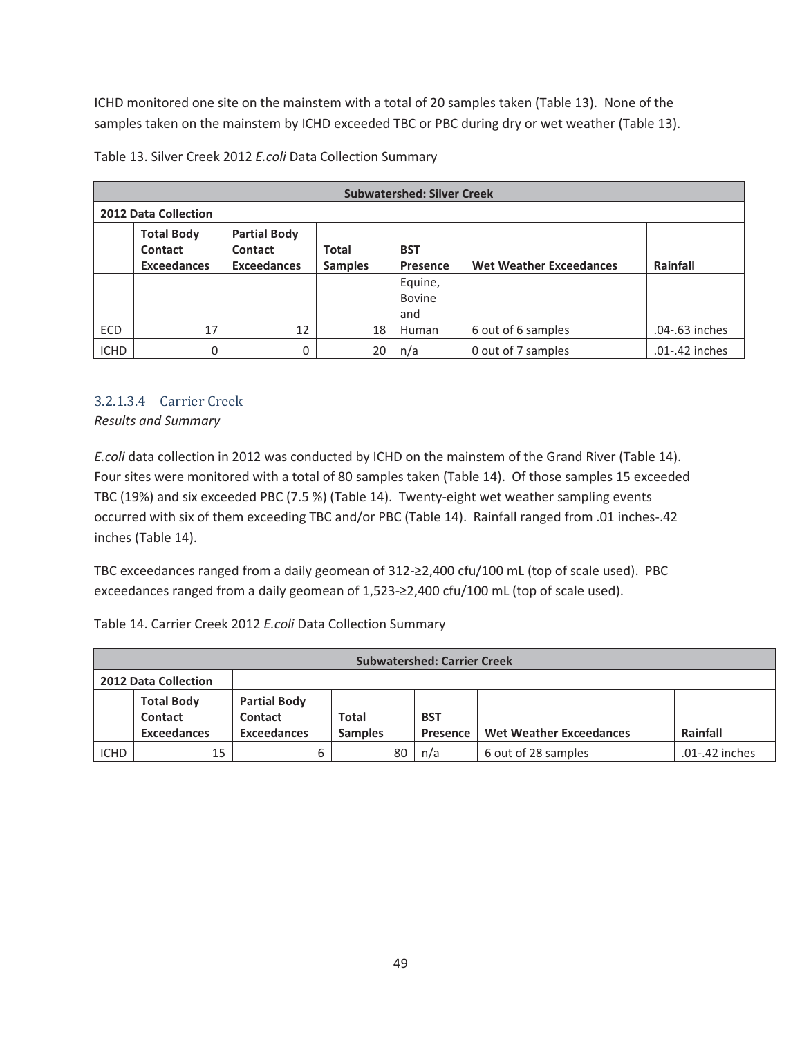ICHD monitored one site on the mainstem with a total of 20 samples taken (Table 13). None of the samples taken on the mainstem by ICHD exceeded TBC or PBC during dry or wet weather (Table 13).

Table 13. Silver Creek 2012 *E.coli* Data Collection Summary

| Subwatershed: Silver Creek | | | | | | |
|---|---|---|---|---|---|---|
| **2012 Data Collection** | | | | | | |
| | **Total Body Contact Exceedances** | **Partial Body Contact Exceedances** | **Total Samples** | **BST Presence** | **Wet Weather Exceedances** | **Rainfall** |
| ECD | 17 | 12 | 18 | Equine, Bovine and Human | 6 out of 6 samples | .04-.63 inches |
| ICHD | 0 | 0 | 20 | n/a | 0 out of 7 samples | .01-.42 inches |

### 3.2.1.3.4 Carrier Creek

*Results and Summary*

*E.coli* data collection in 2012 was conducted by ICHD on the mainstem of the Grand River (Table 14). Four sites were monitored with a total of 80 samples taken (Table 14). Of those samples 15 exceeded TBC (19%) and six exceeded PBC (7.5 %) (Table 14). Twenty-eight wet weather sampling events occurred with six of them exceeding TBC and/or PBC (Table 14). Rainfall ranged from .01 inches-.42 inches (Table 14).

TBC exceedances ranged from a daily geomean of 312-≥2,400 cfu/100 mL (top of scale used). PBC exceedances ranged from a daily geomean of 1,523-≥2,400 cfu/100 mL (top of scale used).

Table 14. Carrier Creek 2012 *E.coli* Data Collection Summary

| Subwatershed: Carrier Creek | | | | | | |
|---|---|---|---|---|---|---|
| **2012 Data Collection** | | | | | | |
| | **Total Body Contact Exceedances** | **Partial Body Contact Exceedances** | **Total Samples** | **BST Presence** | **Wet Weather Exceedances** | **Rainfall** |
| ICHD | 15 | 6 | 80 | n/a | 6 out of 28 samples | .01-.42 inches |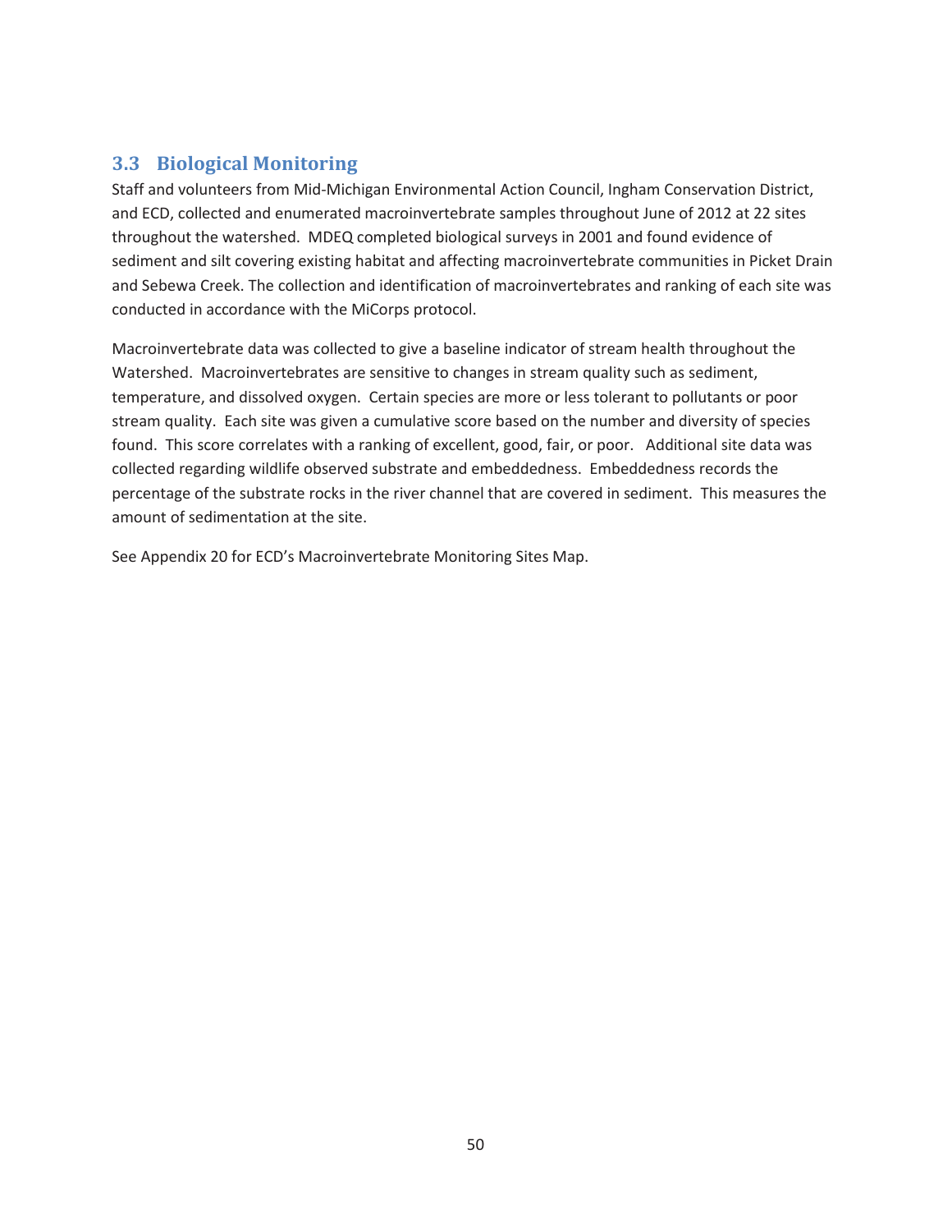## 3.3 Biological Monitoring

Staff and volunteers from Mid-Michigan Environmental Action Council, Ingham Conservation District, and ECD, collected and enumerated macroinvertebrate samples throughout June of 2012 at 22 sites throughout the watershed. MDEQ completed biological surveys in 2001 and found evidence of sediment and silt covering existing habitat and affecting macroinvertebrate communities in Picket Drain and Sebewa Creek. The collection and identification of macroinvertebrates and ranking of each site was conducted in accordance with the MiCorps protocol.

Macroinvertebrate data was collected to give a baseline indicator of stream health throughout the Watershed. Macroinvertebrates are sensitive to changes in stream quality such as sediment, temperature, and dissolved oxygen. Certain species are more or less tolerant to pollutants or poor stream quality. Each site was given a cumulative score based on the number and diversity of species found. This score correlates with a ranking of excellent, good, fair, or poor. Additional site data was collected regarding wildlife observed substrate and embeddedness. Embeddedness records the percentage of the substrate rocks in the river channel that are covered in sediment. This measures the amount of sedimentation at the site.

See Appendix 20 for ECD's Macroinvertebrate Monitoring Sites Map.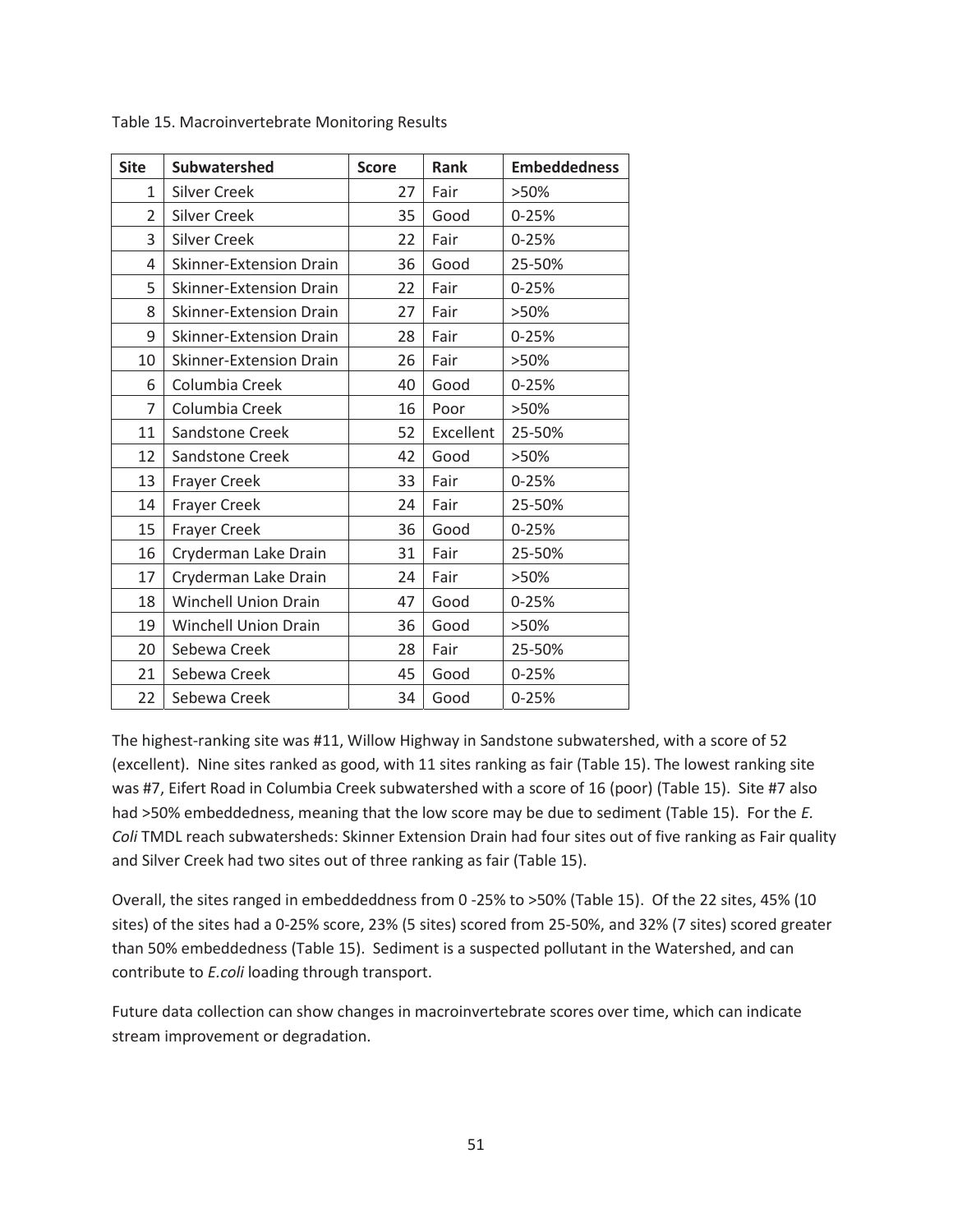Table 15. Macroinvertebrate Monitoring Results

| Site | Subwatershed | Score | Rank | Embeddedness |
|---|---|---|---|---|
| 1 | Silver Creek | 27 | Fair | >50% |
| 2 | Silver Creek | 35 | Good | 0-25% |
| 3 | Silver Creek | 22 | Fair | 0-25% |
| 4 | Skinner-Extension Drain | 36 | Good | 25-50% |
| 5 | Skinner-Extension Drain | 22 | Fair | 0-25% |
| 8 | Skinner-Extension Drain | 27 | Fair | >50% |
| 9 | Skinner-Extension Drain | 28 | Fair | 0-25% |
| 10 | Skinner-Extension Drain | 26 | Fair | >50% |
| 6 | Columbia Creek | 40 | Good | 0-25% |
| 7 | Columbia Creek | 16 | Poor | >50% |
| 11 | Sandstone Creek | 52 | Excellent | 25-50% |
| 12 | Sandstone Creek | 42 | Good | >50% |
| 13 | Frayer Creek | 33 | Fair | 0-25% |
| 14 | Frayer Creek | 24 | Fair | 25-50% |
| 15 | Frayer Creek | 36 | Good | 0-25% |
| 16 | Cryderman Lake Drain | 31 | Fair | 25-50% |
| 17 | Cryderman Lake Drain | 24 | Fair | >50% |
| 18 | Winchell Union Drain | 47 | Good | 0-25% |
| 19 | Winchell Union Drain | 36 | Good | >50% |
| 20 | Sebewa Creek | 28 | Fair | 25-50% |
| 21 | Sebewa Creek | 45 | Good | 0-25% |
| 22 | Sebewa Creek | 34 | Good | 0-25% |

The highest-ranking site was #11, Willow Highway in Sandstone subwatershed, with a score of 52 (excellent). Nine sites ranked as good, with 11 sites ranking as fair (Table 15). The lowest ranking site was #7, Eifert Road in Columbia Creek subwatershed with a score of 16 (poor) (Table 15). Site #7 also had >50% embeddedness, meaning that the low score may be due to sediment (Table 15). For the *E. Coli* TMDL reach subwatersheds: Skinner Extension Drain had four sites out of five ranking as Fair quality and Silver Creek had two sites out of three ranking as fair (Table 15).

Overall, the sites ranged in embeddeddness from 0 -25% to >50% (Table 15). Of the 22 sites, 45% (10 sites) of the sites had a 0-25% score, 23% (5 sites) scored from 25-50%, and 32% (7 sites) scored greater than 50% embeddedness (Table 15). Sediment is a suspected pollutant in the Watershed, and can contribute to *E.coli* loading through transport.

Future data collection can show changes in macroinvertebrate scores over time, which can indicate stream improvement or degradation.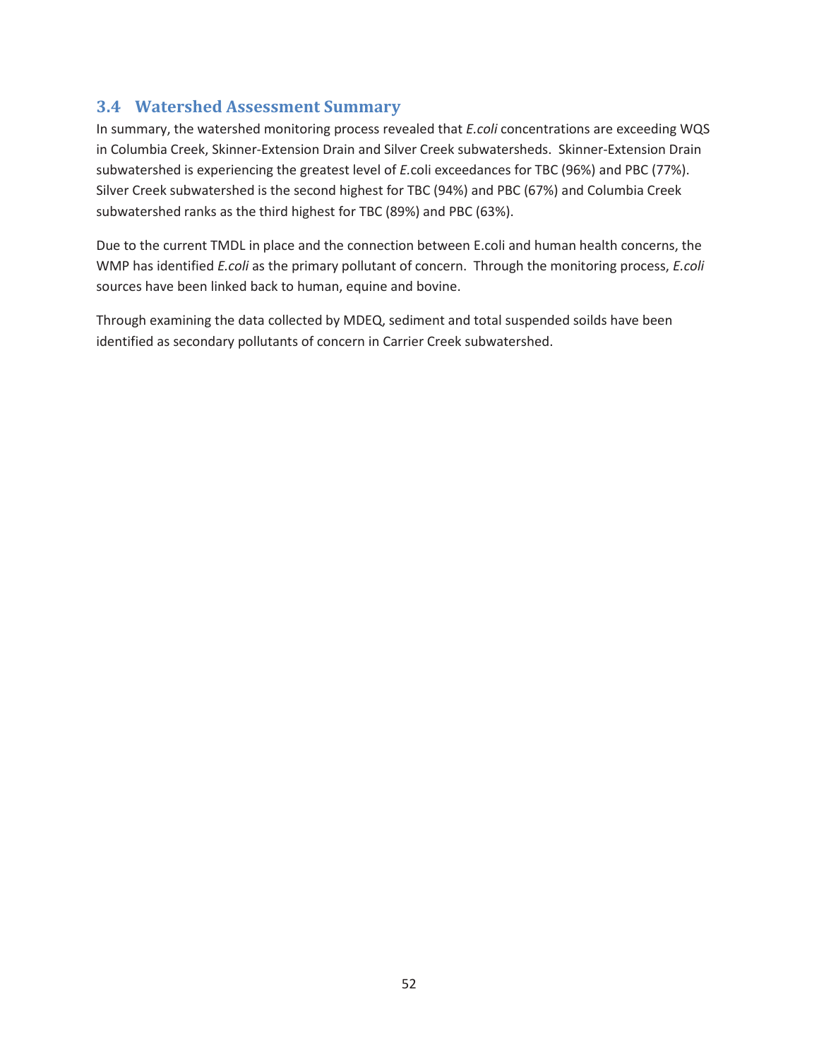## 3.4 Watershed Assessment Summary

In summary, the watershed monitoring process revealed that *E.coli* concentrations are exceeding WQS in Columbia Creek, Skinner-Extension Drain and Silver Creek subwatersheds. Skinner-Extension Drain subwatershed is experiencing the greatest level of *E.*coli exceedances for TBC (96%) and PBC (77%). Silver Creek subwatershed is the second highest for TBC (94%) and PBC (67%) and Columbia Creek subwatershed ranks as the third highest for TBC (89%) and PBC (63%).

Due to the current TMDL in place and the connection between E.coli and human health concerns, the WMP has identified *E.coli* as the primary pollutant of concern. Through the monitoring process, *E.coli* sources have been linked back to human, equine and bovine.

Through examining the data collected by MDEQ, sediment and total suspended soilds have been identified as secondary pollutants of concern in Carrier Creek subwatershed.